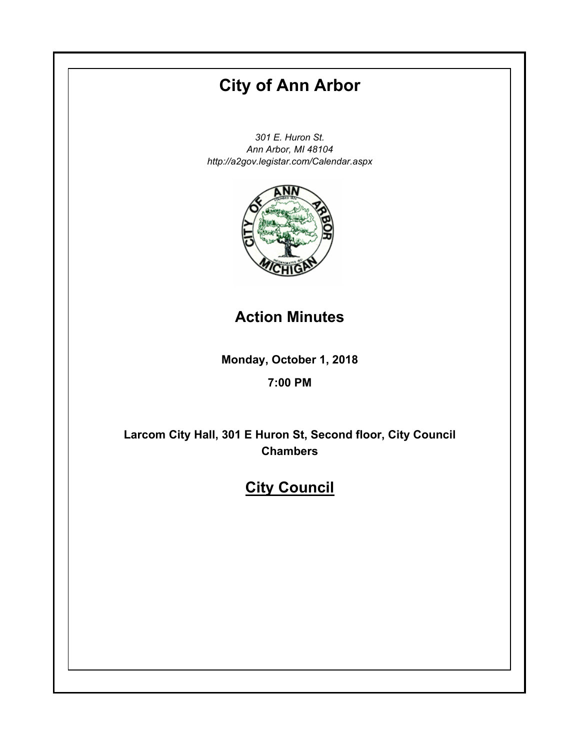# City of Ann Arbor

*301 E. Huron St.*
*Ann Arbor, MI 48104*
*http://a2gov.legistar.com/Calendar.aspx*

## Action Minutes

**Monday, October 1, 2018**

**7:00 PM**

**Larcom City Hall, 301 E Huron St, Second floor, City Council Chambers**

## City Council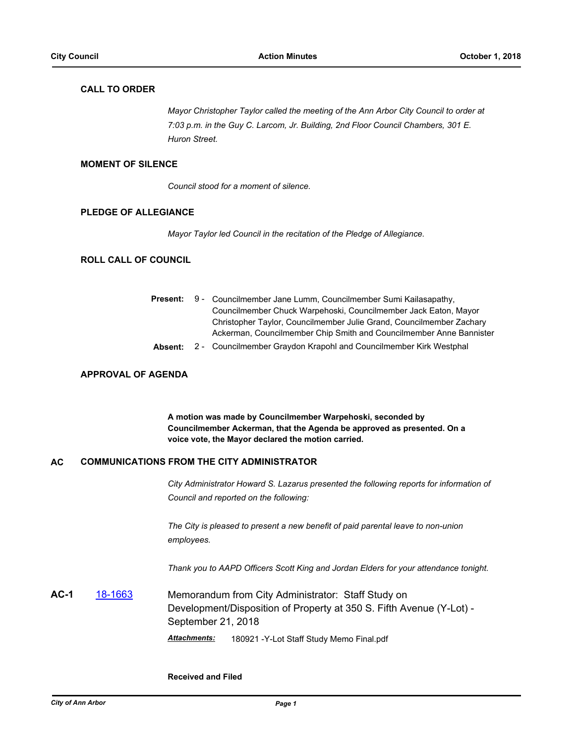## CALL TO ORDER

*Mayor Christopher Taylor called the meeting of the Ann Arbor City Council to order at 7:03 p.m. in the Guy C. Larcom, Jr. Building, 2nd Floor Council Chambers, 301 E. Huron Street.*

## MOMENT OF SILENCE

*Council stood for a moment of silence.*

## PLEDGE OF ALLEGIANCE

*Mayor Taylor led Council in the recitation of the Pledge of Allegiance.*

## ROLL CALL OF COUNCIL

**Present:** 9 - Councilmember Jane Lumm, Councilmember Sumi Kailasapathy, Councilmember Chuck Warpehoski, Councilmember Jack Eaton, Mayor Christopher Taylor, Councilmember Julie Grand, Councilmember Zachary Ackerman, Councilmember Chip Smith and Councilmember Anne Bannister

**Absent:** 2 - Councilmember Graydon Krapohl and Councilmember Kirk Westphal

## APPROVAL OF AGENDA

**A motion was made by Councilmember Warpehoski, seconded by Councilmember Ackerman, that the Agenda be approved as presented. On a voice vote, the Mayor declared the motion carried.**

## AC COMMUNICATIONS FROM THE CITY ADMINISTRATOR

*City Administrator Howard S. Lazarus presented the following reports for information of Council and reported on the following:*

*The City is pleased to present a new benefit of paid parental leave to non-union employees.*

*Thank you to AAPD Officers Scott King and Jordan Elders for your attendance tonight.*

**AC-1** 18-1663 Memorandum from City Administrator: Staff Study on Development/Disposition of Property at 350 S. Fifth Avenue (Y-Lot) - September 21, 2018

***Attachments:*** 180921 -Y-Lot Staff Study Memo Final.pdf

**Received and Filed**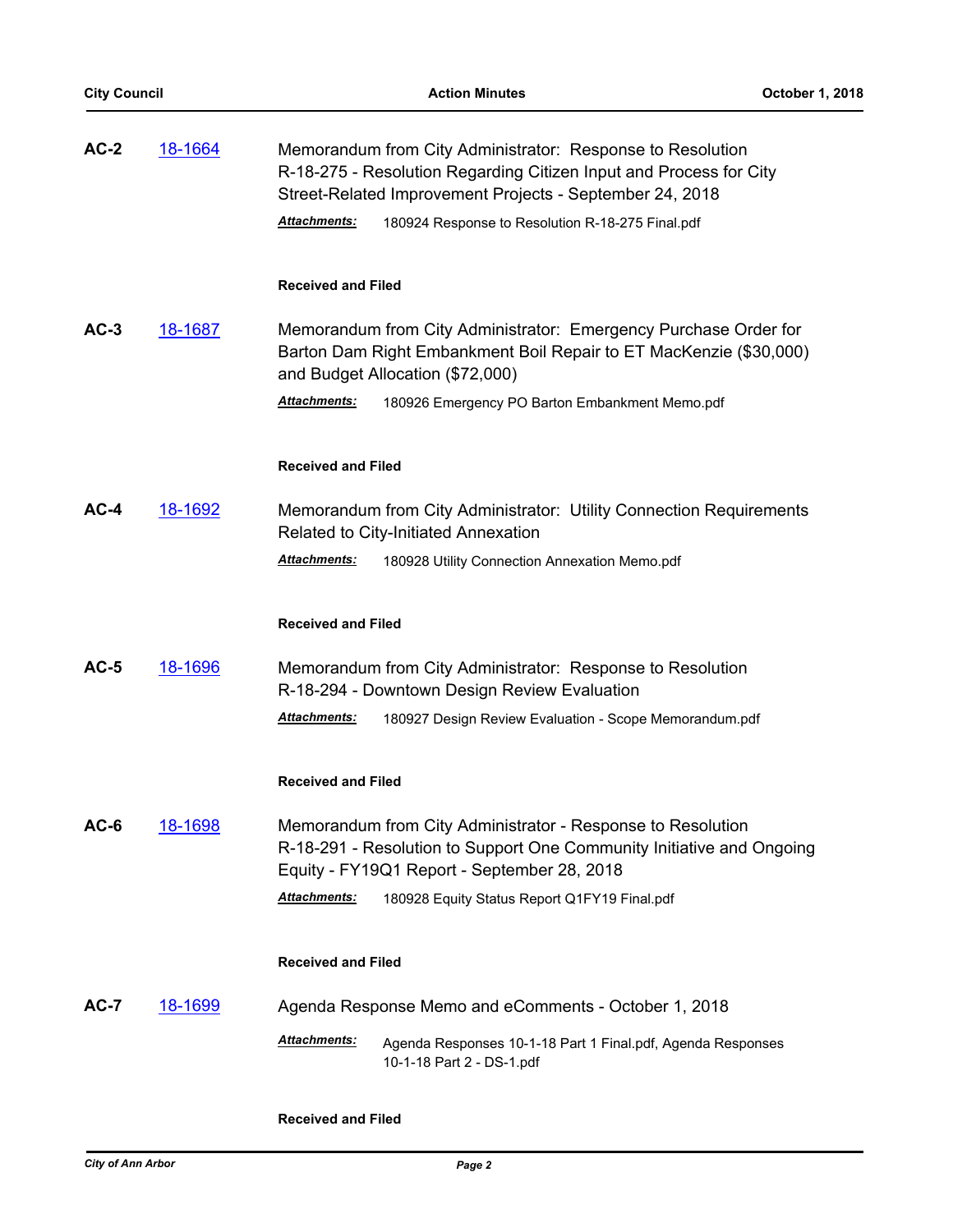**AC-2** 18-1664 Memorandum from City Administrator: Response to Resolution R-18-275 - Resolution Regarding Citizen Input and Process for City Street-Related Improvement Projects - September 24, 2018

***Attachments:*** 180924 Response to Resolution R-18-275 Final.pdf

**Received and Filed**

**AC-3** 18-1687 Memorandum from City Administrator: Emergency Purchase Order for Barton Dam Right Embankment Boil Repair to ET MacKenzie ($30,000) and Budget Allocation ($72,000)

***Attachments:*** 180926 Emergency PO Barton Embankment Memo.pdf

**Received and Filed**

**AC-4** 18-1692 Memorandum from City Administrator: Utility Connection Requirements Related to City-Initiated Annexation

***Attachments:*** 180928 Utility Connection Annexation Memo.pdf

**Received and Filed**

**AC-5** 18-1696 Memorandum from City Administrator: Response to Resolution R-18-294 - Downtown Design Review Evaluation

***Attachments:*** 180927 Design Review Evaluation - Scope Memorandum.pdf

**Received and Filed**

**AC-6** 18-1698 Memorandum from City Administrator - Response to Resolution R-18-291 - Resolution to Support One Community Initiative and Ongoing Equity - FY19Q1 Report - September 28, 2018

***Attachments:*** 180928 Equity Status Report Q1FY19 Final.pdf

**Received and Filed**

**AC-7** 18-1699 Agenda Response Memo and eComments - October 1, 2018

***Attachments:*** Agenda Responses 10-1-18 Part 1 Final.pdf, Agenda Responses 10-1-18 Part 2 - DS-1.pdf

**Received and Filed**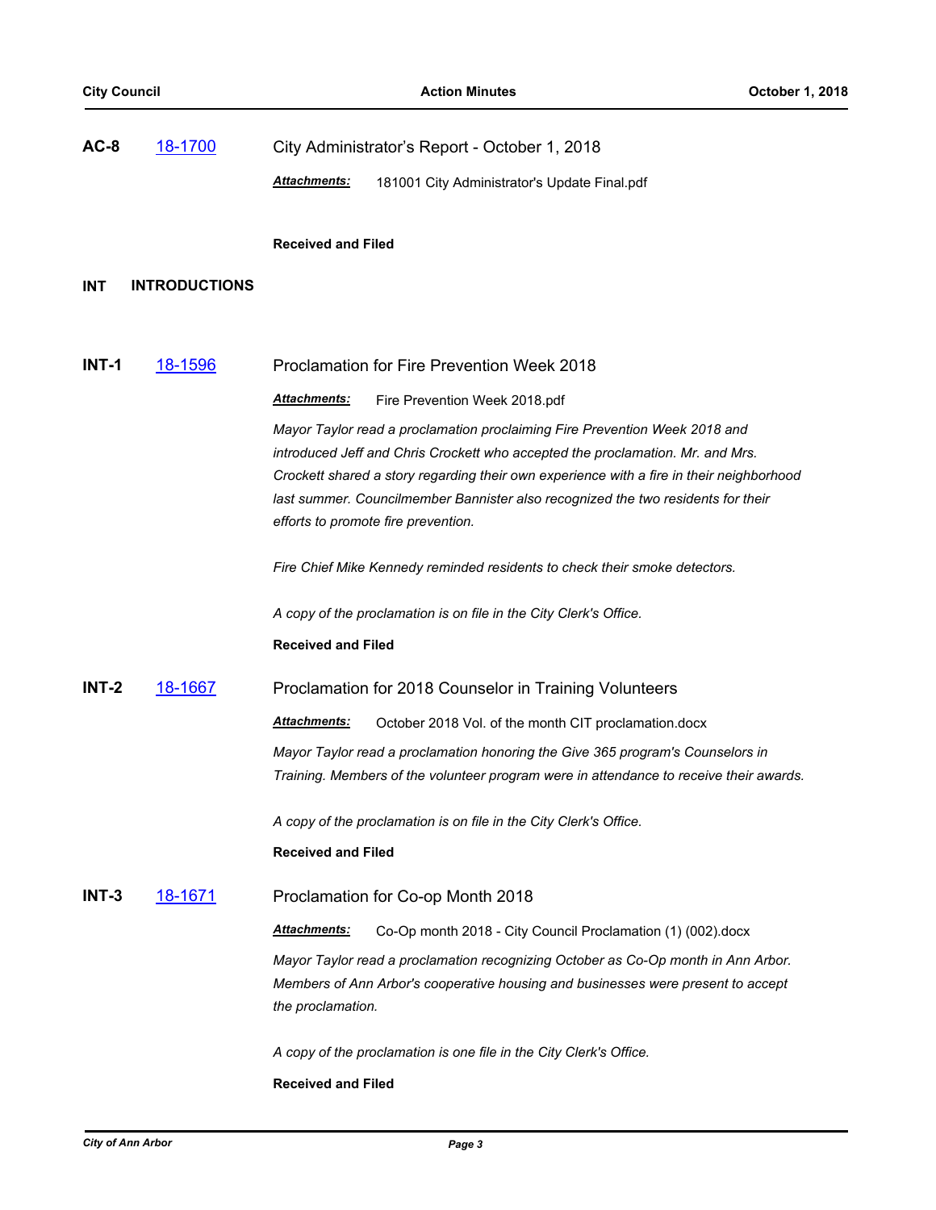**AC-8** 18-1700 City Administrator's Report - October 1, 2018

***Attachments:*** 181001 City Administrator's Update Final.pdf

**Received and Filed**

## INT INTRODUCTIONS

**INT-1** 18-1596 Proclamation for Fire Prevention Week 2018

***Attachments:*** Fire Prevention Week 2018.pdf

*Mayor Taylor read a proclamation proclaiming Fire Prevention Week 2018 and introduced Jeff and Chris Crockett who accepted the proclamation. Mr. and Mrs. Crockett shared a story regarding their own experience with a fire in their neighborhood last summer. Councilmember Bannister also recognized the two residents for their efforts to promote fire prevention.*

*Fire Chief Mike Kennedy reminded residents to check their smoke detectors.*

*A copy of the proclamation is on file in the City Clerk's Office.*

**Received and Filed**

**INT-2** 18-1667 Proclamation for 2018 Counselor in Training Volunteers

***Attachments:*** October 2018 Vol. of the month CIT proclamation.docx

*Mayor Taylor read a proclamation honoring the Give 365 program's Counselors in Training. Members of the volunteer program were in attendance to receive their awards.*

*A copy of the proclamation is on file in the City Clerk's Office.*

**Received and Filed**

**INT-3** 18-1671 Proclamation for Co-op Month 2018

***Attachments:*** Co-Op month 2018 - City Council Proclamation (1) (002).docx

*Mayor Taylor read a proclamation recognizing October as Co-Op month in Ann Arbor. Members of Ann Arbor's cooperative housing and businesses were present to accept the proclamation.*

*A copy of the proclamation is one file in the City Clerk's Office.*

**Received and Filed**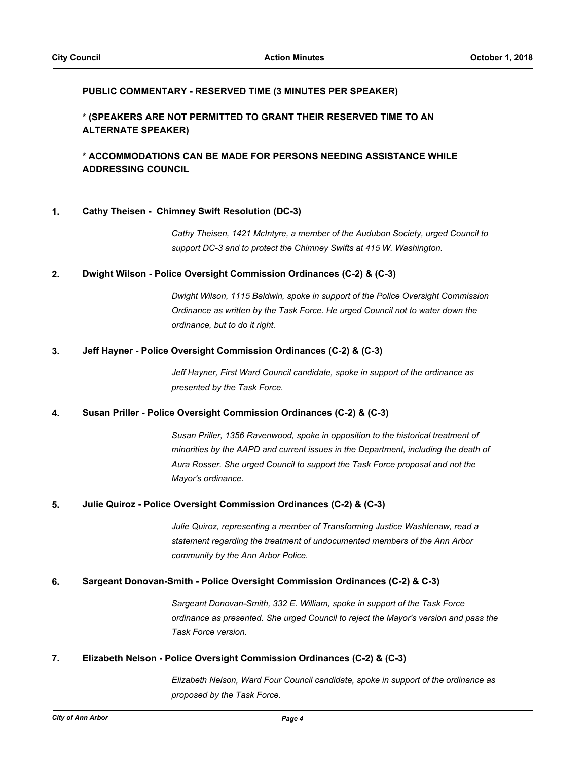**PUBLIC COMMENTARY - RESERVED TIME (3 MINUTES PER SPEAKER)**

**\* (SPEAKERS ARE NOT PERMITTED TO GRANT THEIR RESERVED TIME TO AN ALTERNATE SPEAKER)**

**\* ACCOMMODATIONS CAN BE MADE FOR PERSONS NEEDING ASSISTANCE WHILE ADDRESSING COUNCIL**

**1. Cathy Theisen - Chimney Swift Resolution (DC-3)**

*Cathy Theisen, 1421 McIntyre, a member of the Audubon Society, urged Council to support DC-3 and to protect the Chimney Swifts at 415 W. Washington.*

**2. Dwight Wilson - Police Oversight Commission Ordinances (C-2) & (C-3)**

*Dwight Wilson, 1115 Baldwin, spoke in support of the Police Oversight Commission Ordinance as written by the Task Force. He urged Council not to water down the ordinance, but to do it right.*

**3. Jeff Hayner - Police Oversight Commission Ordinances (C-2) & (C-3)**

*Jeff Hayner, First Ward Council candidate, spoke in support of the ordinance as presented by the Task Force.*

**4. Susan Priller - Police Oversight Commission Ordinances (C-2) & (C-3)**

*Susan Priller, 1356 Ravenwood, spoke in opposition to the historical treatment of minorities by the AAPD and current issues in the Department, including the death of Aura Rosser. She urged Council to support the Task Force proposal and not the Mayor's ordinance.*

**5. Julie Quiroz - Police Oversight Commission Ordinances (C-2) & (C-3)**

*Julie Quiroz, representing a member of Transforming Justice Washtenaw, read a statement regarding the treatment of undocumented members of the Ann Arbor community by the Ann Arbor Police.*

**6. Sargeant Donovan-Smith - Police Oversight Commission Ordinances (C-2) & C-3)**

*Sargeant Donovan-Smith, 332 E. William, spoke in support of the Task Force ordinance as presented. She urged Council to reject the Mayor's version and pass the Task Force version.*

**7. Elizabeth Nelson - Police Oversight Commission Ordinances (C-2) & (C-3)**

*Elizabeth Nelson, Ward Four Council candidate, spoke in support of the ordinance as proposed by the Task Force.*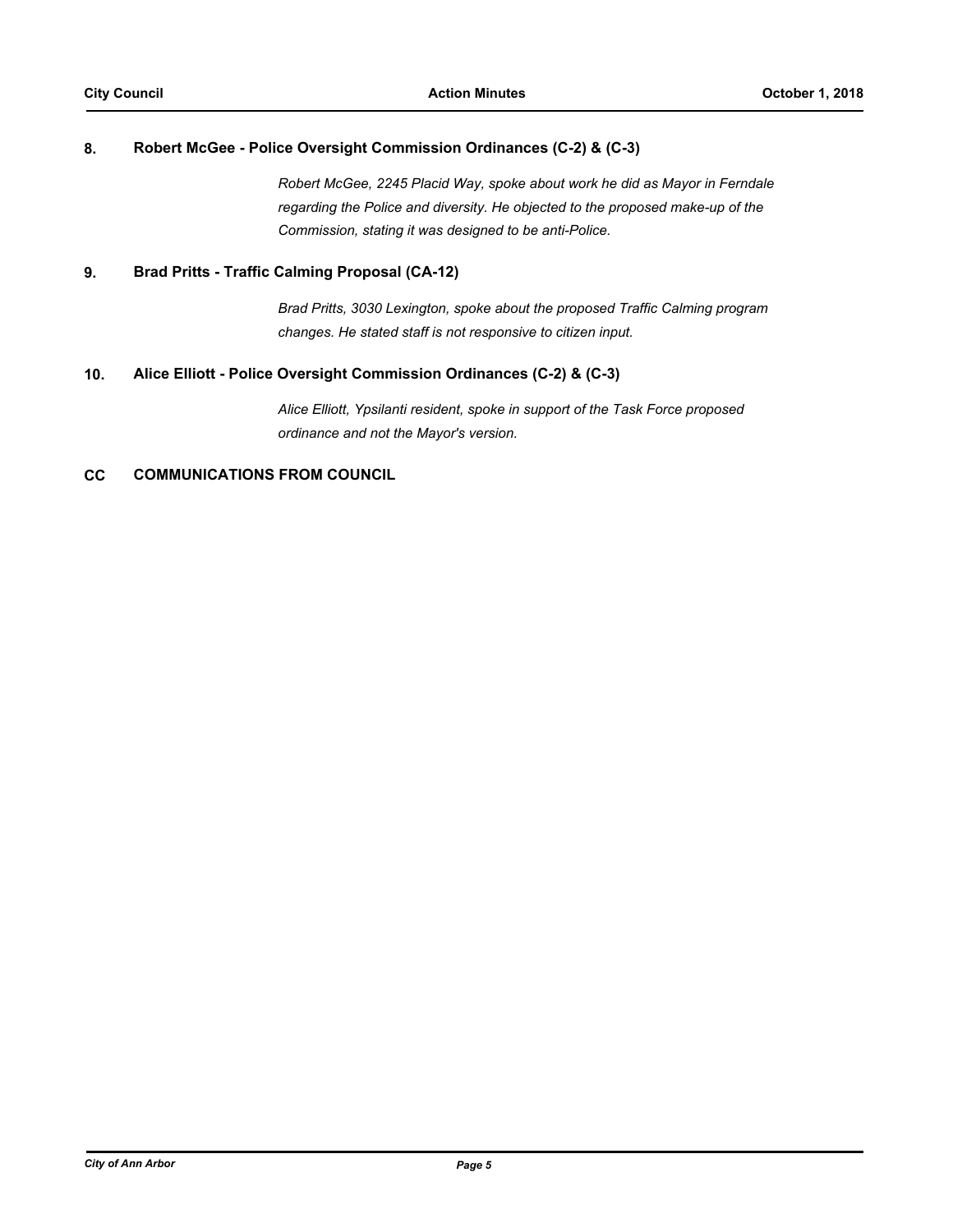### 8. Robert McGee - Police Oversight Commission Ordinances (C-2) & (C-3)

*Robert McGee, 2245 Placid Way, spoke about work he did as Mayor in Ferndale regarding the Police and diversity. He objected to the proposed make-up of the Commission, stating it was designed to be anti-Police.*

### 9. Brad Pritts - Traffic Calming Proposal (CA-12)

*Brad Pritts, 3030 Lexington, spoke about the proposed Traffic Calming program changes. He stated staff is not responsive to citizen input.*

### 10. Alice Elliott - Police Oversight Commission Ordinances (C-2) & (C-3)

*Alice Elliott, Ypsilanti resident, spoke in support of the Task Force proposed ordinance and not the Mayor's version.*

## CC COMMUNICATIONS FROM COUNCIL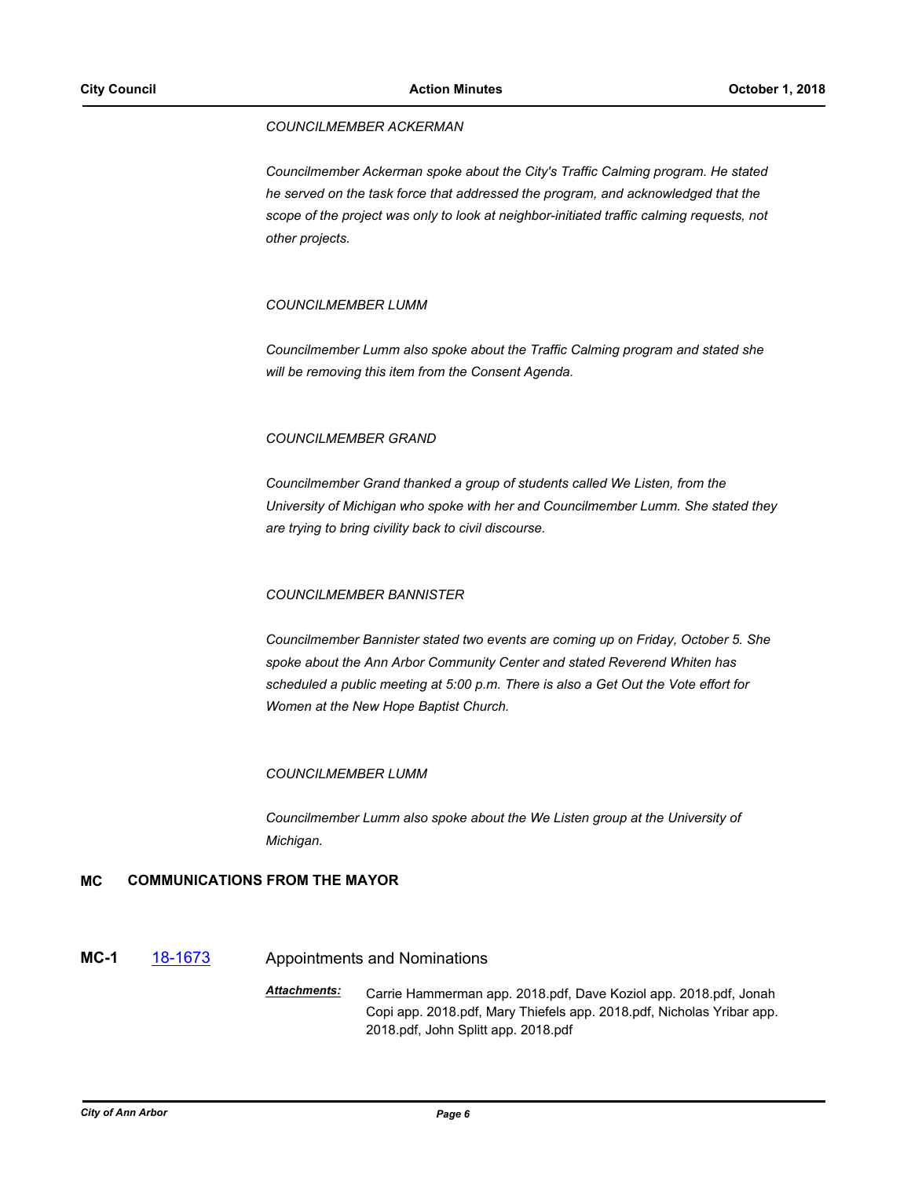*COUNCILMEMBER ACKERMAN*

*Councilmember Ackerman spoke about the City's Traffic Calming program. He stated he served on the task force that addressed the program, and acknowledged that the scope of the project was only to look at neighbor-initiated traffic calming requests, not other projects.*

*COUNCILMEMBER LUMM*

*Councilmember Lumm also spoke about the Traffic Calming program and stated she will be removing this item from the Consent Agenda.*

*COUNCILMEMBER GRAND*

*Councilmember Grand thanked a group of students called We Listen, from the University of Michigan who spoke with her and Councilmember Lumm. She stated they are trying to bring civility back to civil discourse.*

*COUNCILMEMBER BANNISTER*

*Councilmember Bannister stated two events are coming up on Friday, October 5. She spoke about the Ann Arbor Community Center and stated Reverend Whiten has scheduled a public meeting at 5:00 p.m. There is also a Get Out the Vote effort for Women at the New Hope Baptist Church.*

*COUNCILMEMBER LUMM*

*Councilmember Lumm also spoke about the We Listen group at the University of Michigan.*

## MC COMMUNICATIONS FROM THE MAYOR

### MC-1 18-1673 Appointments and Nominations

***Attachments:*** Carrie Hammerman app. 2018.pdf, Dave Koziol app. 2018.pdf, Jonah Copi app. 2018.pdf, Mary Thiefels app. 2018.pdf, Nicholas Yribar app. 2018.pdf, John Splitt app. 2018.pdf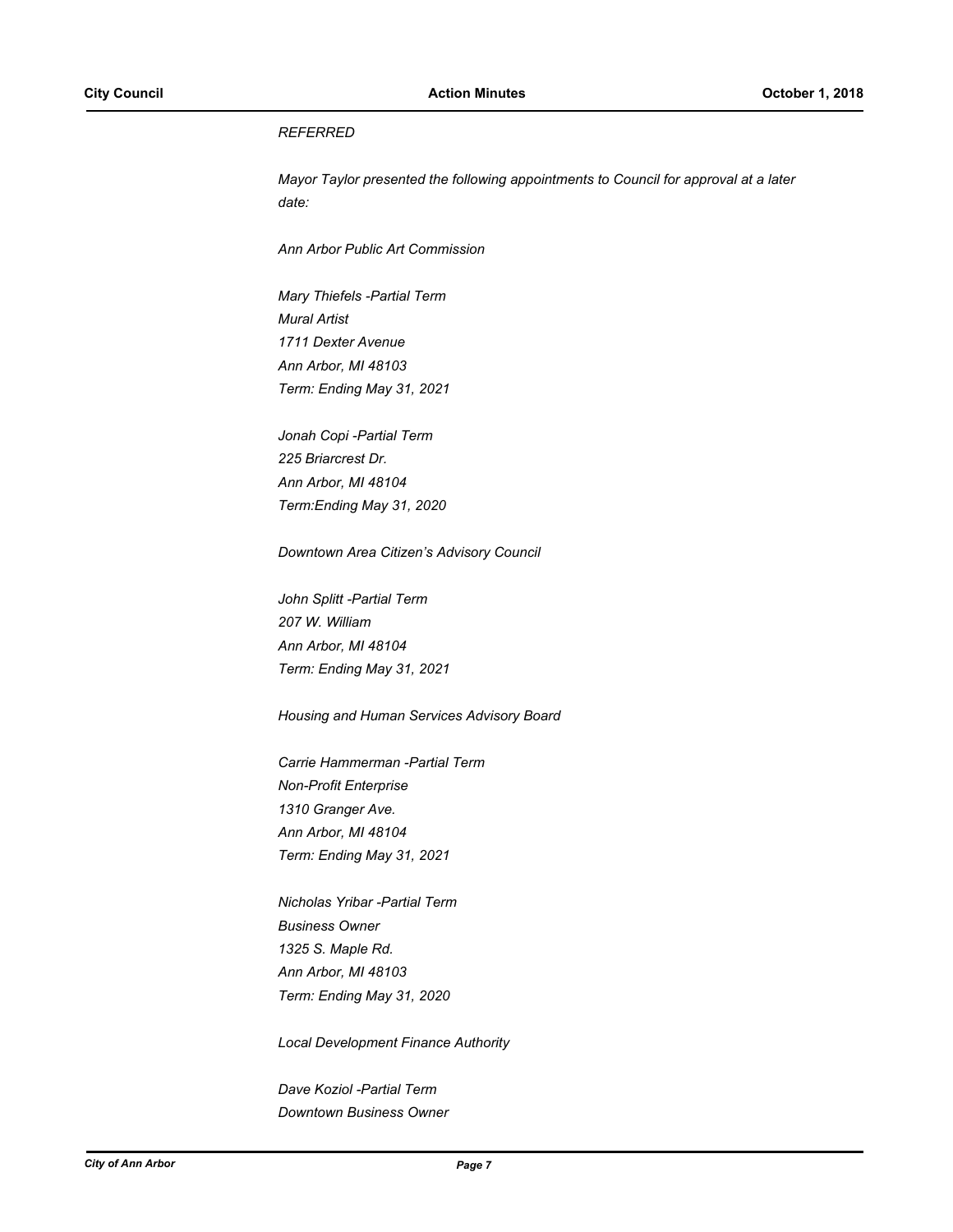*REFERRED*

*Mayor Taylor presented the following appointments to Council for approval at a later date:*

*Ann Arbor Public Art Commission*

*Mary Thiefels -Partial Term*
*Mural Artist*
*1711 Dexter Avenue*
*Ann Arbor, MI 48103*
*Term: Ending May 31, 2021*

*Jonah Copi -Partial Term*
*225 Briarcrest Dr.*
*Ann Arbor, MI 48104*
*Term:Ending May 31, 2020*

*Downtown Area Citizen's Advisory Council*

*John Splitt -Partial Term*
*207 W. William*
*Ann Arbor, MI 48104*
*Term: Ending May 31, 2021*

*Housing and Human Services Advisory Board*

*Carrie Hammerman -Partial Term*
*Non-Profit Enterprise*
*1310 Granger Ave.*
*Ann Arbor, MI 48104*
*Term: Ending May 31, 2021*

*Nicholas Yribar -Partial Term*
*Business Owner*
*1325 S. Maple Rd.*
*Ann Arbor, MI 48103*
*Term: Ending May 31, 2020*

*Local Development Finance Authority*

*Dave Koziol -Partial Term*
*Downtown Business Owner*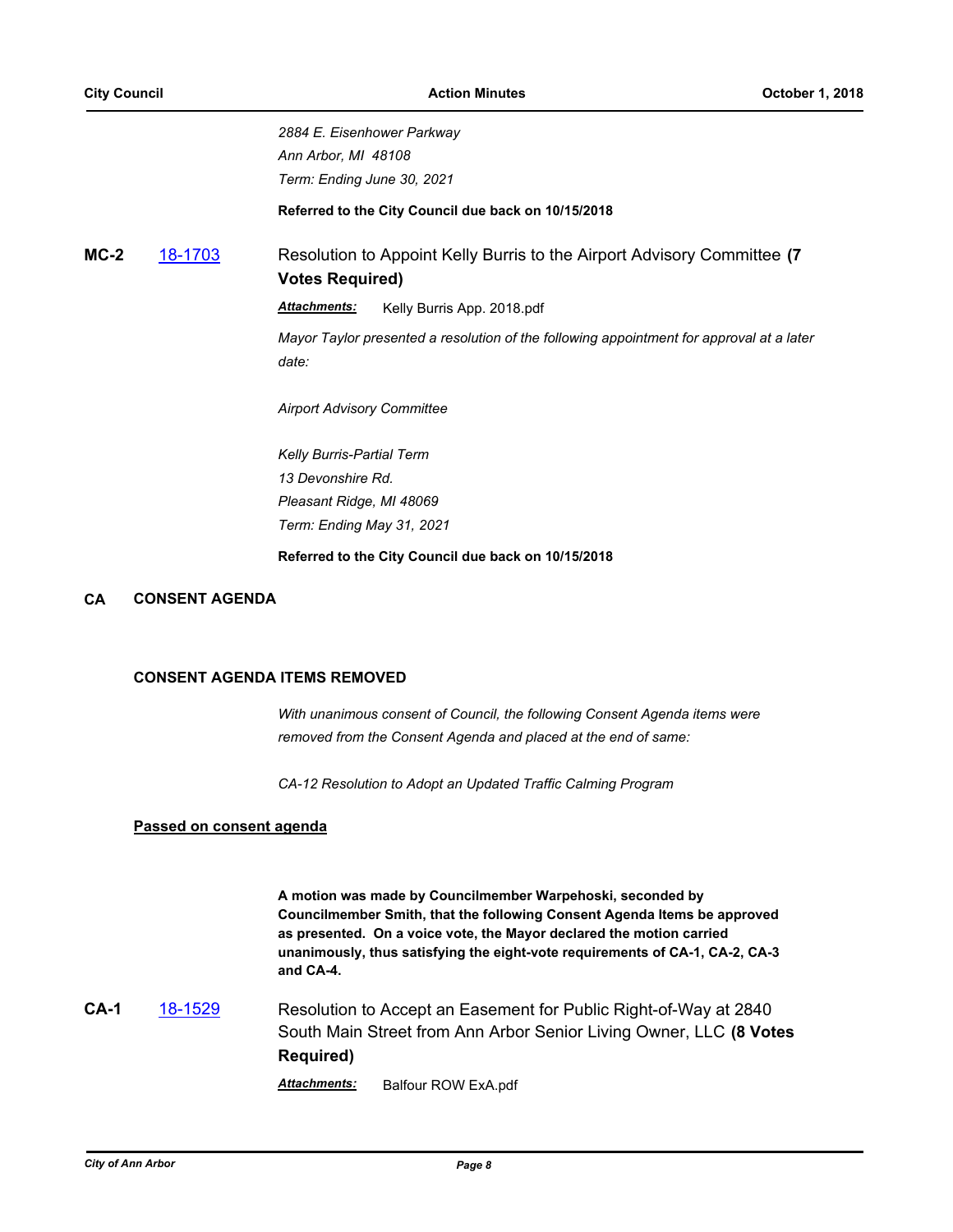*2884 E. Eisenhower Parkway*
*Ann Arbor, MI 48108*
*Term: Ending June 30, 2021*

**Referred to the City Council due back on 10/15/2018**

**MC-2** [18-1703](18-1703) Resolution to Appoint Kelly Burris to the Airport Advisory Committee **(7 Votes Required)**

***Attachments:*** Kelly Burris App. 2018.pdf

*Mayor Taylor presented a resolution of the following appointment for approval at a later date:*

*Airport Advisory Committee*

*Kelly Burris-Partial Term*
*13 Devonshire Rd.*
*Pleasant Ridge, MI 48069*
*Term: Ending May 31, 2021*

**Referred to the City Council due back on 10/15/2018**

## CA CONSENT AGENDA

### CONSENT AGENDA ITEMS REMOVED

*With unanimous consent of Council, the following Consent Agenda items were removed from the Consent Agenda and placed at the end of same:*

*CA-12 Resolution to Adopt an Updated Traffic Calming Program*

**Passed on consent agenda**

**A motion was made by Councilmember Warpehoski, seconded by Councilmember Smith, that the following Consent Agenda Items be approved as presented. On a voice vote, the Mayor declared the motion carried unanimously, thus satisfying the eight-vote requirements of CA-1, CA-2, CA-3 and CA-4.**

**CA-1** [18-1529](18-1529) Resolution to Accept an Easement for Public Right-of-Way at 2840 South Main Street from Ann Arbor Senior Living Owner, LLC **(8 Votes Required)**

***Attachments:*** Balfour ROW ExA.pdf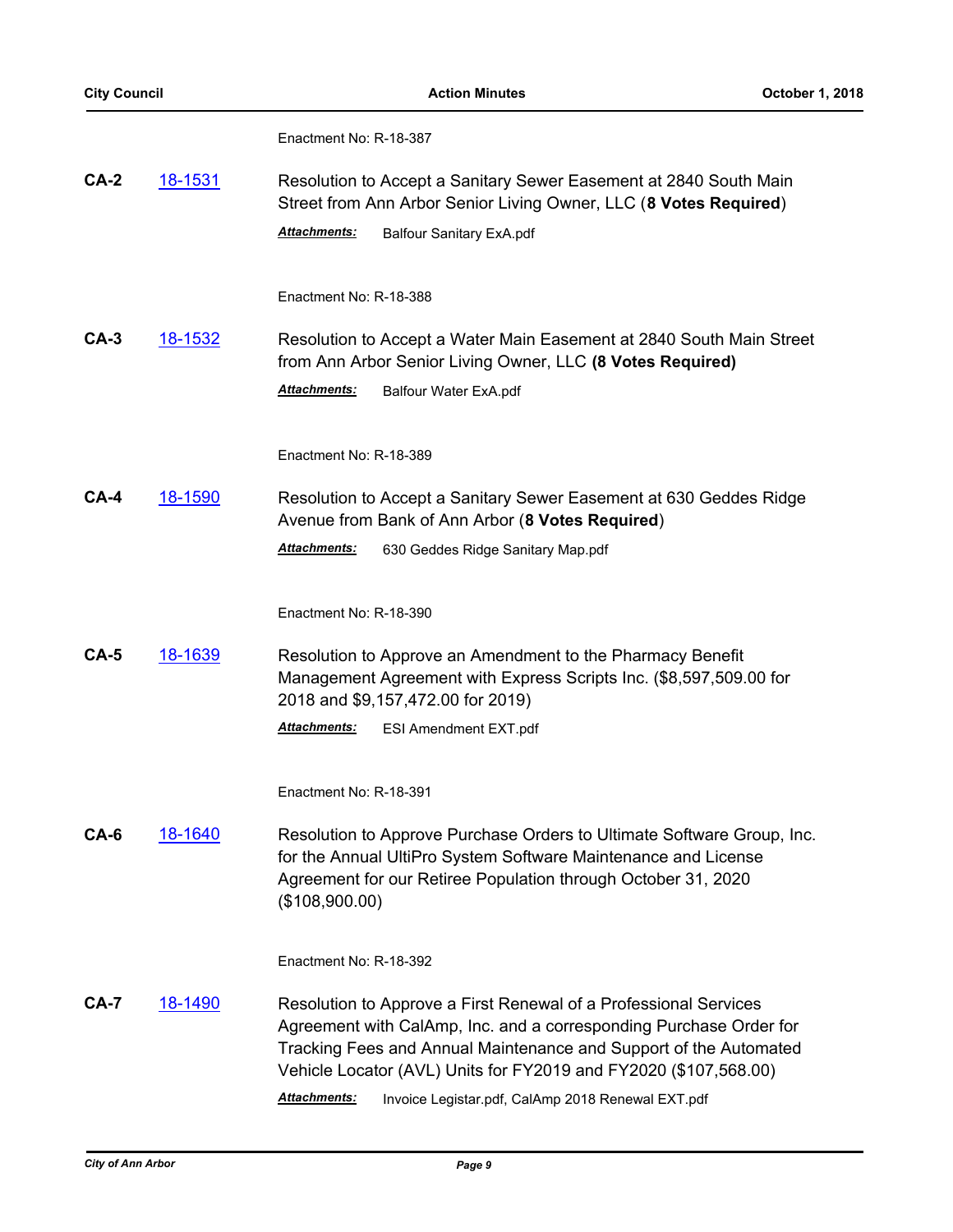Enactment No: R-18-387

**CA-2** [18-1531](18-1531) Resolution to Accept a Sanitary Sewer Easement at 2840 South Main Street from Ann Arbor Senior Living Owner, LLC (**8 Votes Required**)

***Attachments:*** Balfour Sanitary ExA.pdf

Enactment No: R-18-388

**CA-3** 18-1532 Resolution to Accept a Water Main Easement at 2840 South Main Street from Ann Arbor Senior Living Owner, LLC **(8 Votes Required)**

***Attachments:*** Balfour Water ExA.pdf

Enactment No: R-18-389

**CA-4** 18-1590 Resolution to Accept a Sanitary Sewer Easement at 630 Geddes Ridge Avenue from Bank of Ann Arbor (**8 Votes Required**)

***Attachments:*** 630 Geddes Ridge Sanitary Map.pdf

Enactment No: R-18-390

**CA-5** 18-1639 Resolution to Approve an Amendment to the Pharmacy Benefit Management Agreement with Express Scripts Inc. ($8,597,509.00 for 2018 and $9,157,472.00 for 2019)

***Attachments:*** ESI Amendment EXT.pdf

Enactment No: R-18-391

**CA-6** 18-1640 Resolution to Approve Purchase Orders to Ultimate Software Group, Inc. for the Annual UltiPro System Software Maintenance and License Agreement for our Retiree Population through October 31, 2020 ($108,900.00)

Enactment No: R-18-392

**CA-7** 18-1490 Resolution to Approve a First Renewal of a Professional Services Agreement with CalAmp, Inc. and a corresponding Purchase Order for Tracking Fees and Annual Maintenance and Support of the Automated Vehicle Locator (AVL) Units for FY2019 and FY2020 ($107,568.00)

***Attachments:*** Invoice Legistar.pdf, CalAmp 2018 Renewal EXT.pdf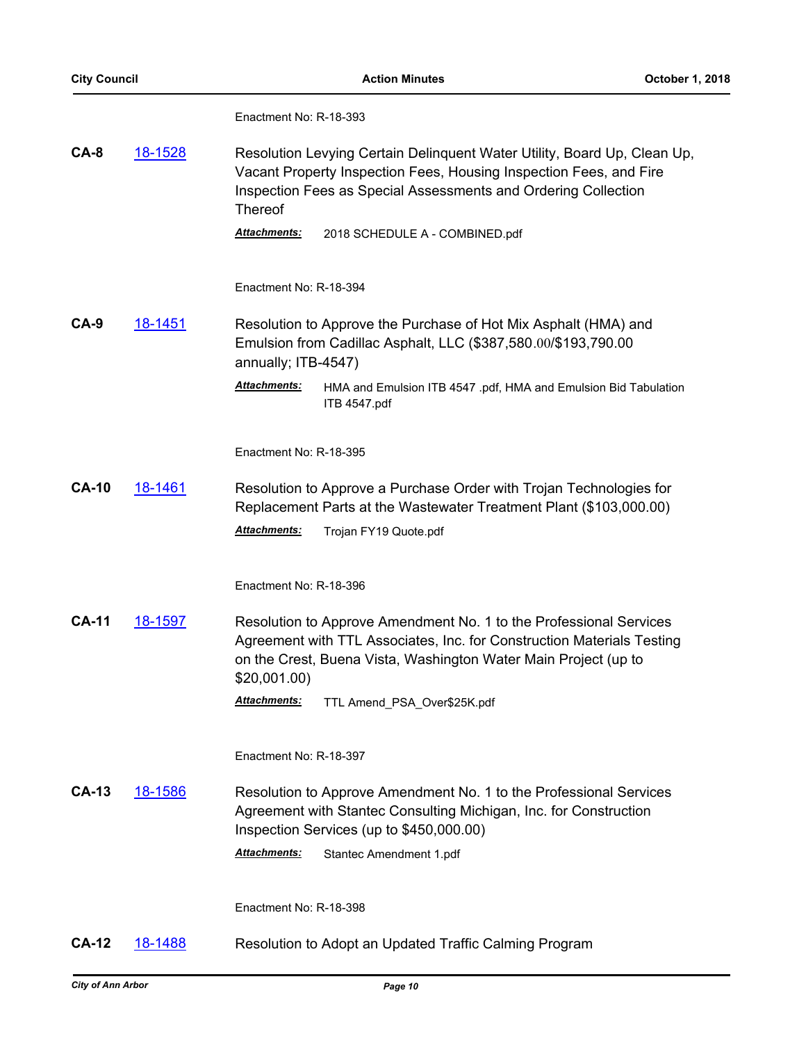Enactment No: R-18-393

**CA-8** 18-1528 Resolution Levying Certain Delinquent Water Utility, Board Up, Clean Up, Vacant Property Inspection Fees, Housing Inspection Fees, and Fire Inspection Fees as Special Assessments and Ordering Collection Thereof

***Attachments:*** 2018 SCHEDULE A - COMBINED.pdf

Enactment No: R-18-394

**CA-9** 18-1451 Resolution to Approve the Purchase of Hot Mix Asphalt (HMA) and Emulsion from Cadillac Asphalt, LLC ($387,580.00/$193,790.00 annually; ITB-4547)

***Attachments:*** HMA and Emulsion ITB 4547 .pdf, HMA and Emulsion Bid Tabulation ITB 4547.pdf

Enactment No: R-18-395

**CA-10** 18-1461 Resolution to Approve a Purchase Order with Trojan Technologies for Replacement Parts at the Wastewater Treatment Plant ($103,000.00)

***Attachments:*** Trojan FY19 Quote.pdf

Enactment No: R-18-396

**CA-11** 18-1597 Resolution to Approve Amendment No. 1 to the Professional Services Agreement with TTL Associates, Inc. for Construction Materials Testing on the Crest, Buena Vista, Washington Water Main Project (up to $20,001.00)

***Attachments:*** TTL Amend_PSA_Over$25K.pdf

Enactment No: R-18-397

**CA-13** 18-1586 Resolution to Approve Amendment No. 1 to the Professional Services Agreement with Stantec Consulting Michigan, Inc. for Construction Inspection Services (up to $450,000.00)

***Attachments:*** Stantec Amendment 1.pdf

Enactment No: R-18-398

**CA-12** 18-1488 Resolution to Adopt an Updated Traffic Calming Program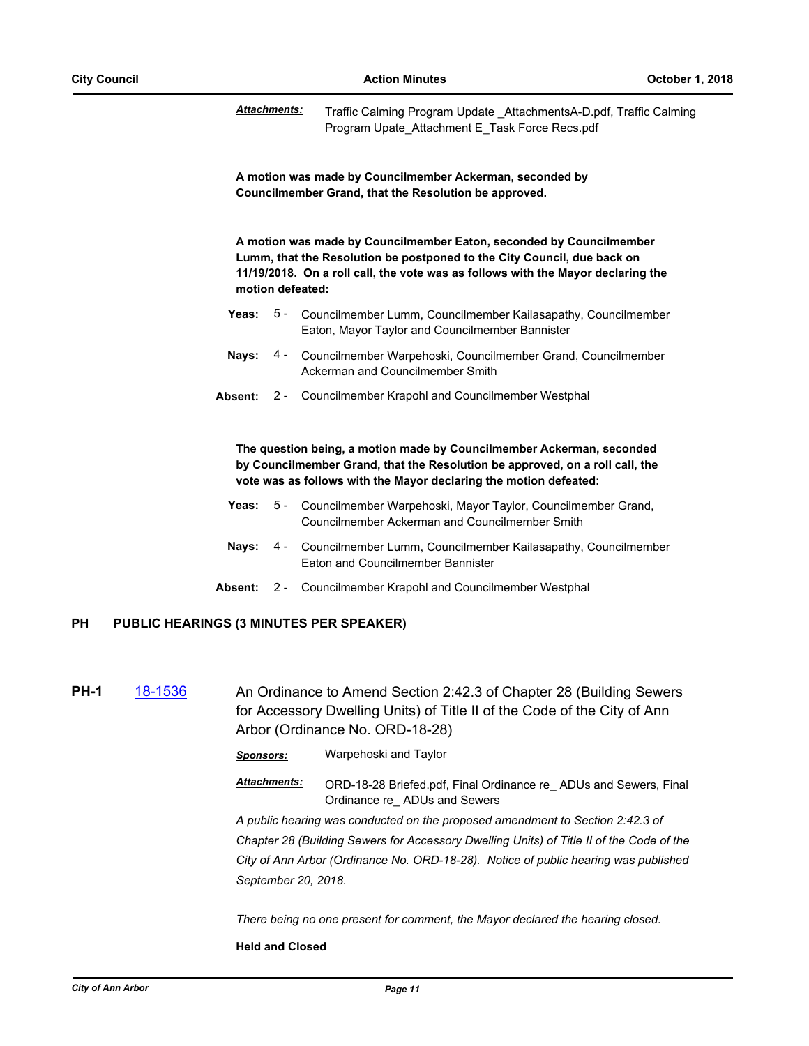*Attachments:* Traffic Calming Program Update _AttachmentsA-D.pdf, Traffic Calming Program Upate_Attachment E_Task Force Recs.pdf

**A motion was made by Councilmember Ackerman, seconded by Councilmember Grand, that the Resolution be approved.**

**A motion was made by Councilmember Eaton, seconded by Councilmember Lumm, that the Resolution be postponed to the City Council, due back on 11/19/2018. On a roll call, the vote was as follows with the Mayor declaring the motion defeated:**

**Yeas:** 5 - Councilmember Lumm, Councilmember Kailasapathy, Councilmember Eaton, Mayor Taylor and Councilmember Bannister

**Nays:** 4 - Councilmember Warpehoski, Councilmember Grand, Councilmember Ackerman and Councilmember Smith

**Absent:** 2 - Councilmember Krapohl and Councilmember Westphal

**The question being, a motion made by Councilmember Ackerman, seconded by Councilmember Grand, that the Resolution be approved, on a roll call, the vote was as follows with the Mayor declaring the motion defeated:**

**Yeas:** 5 - Councilmember Warpehoski, Mayor Taylor, Councilmember Grand, Councilmember Ackerman and Councilmember Smith

**Nays:** 4 - Councilmember Lumm, Councilmember Kailasapathy, Councilmember Eaton and Councilmember Bannister

**Absent:** 2 - Councilmember Krapohl and Councilmember Westphal

## PH PUBLIC HEARINGS (3 MINUTES PER SPEAKER)

**PH-1** 18-1536 An Ordinance to Amend Section 2:42.3 of Chapter 28 (Building Sewers for Accessory Dwelling Units) of Title II of the Code of the City of Ann Arbor (Ordinance No. ORD-18-28)

*Sponsors:* Warpehoski and Taylor

*Attachments:* ORD-18-28 Briefed.pdf, Final Ordinance re_ ADUs and Sewers, Final Ordinance re_ ADUs and Sewers

*A public hearing was conducted on the proposed amendment to Section 2:42.3 of Chapter 28 (Building Sewers for Accessory Dwelling Units) of Title II of the Code of the City of Ann Arbor (Ordinance No. ORD-18-28). Notice of public hearing was published September 20, 2018.*

*There being no one present for comment, the Mayor declared the hearing closed.*

**Held and Closed**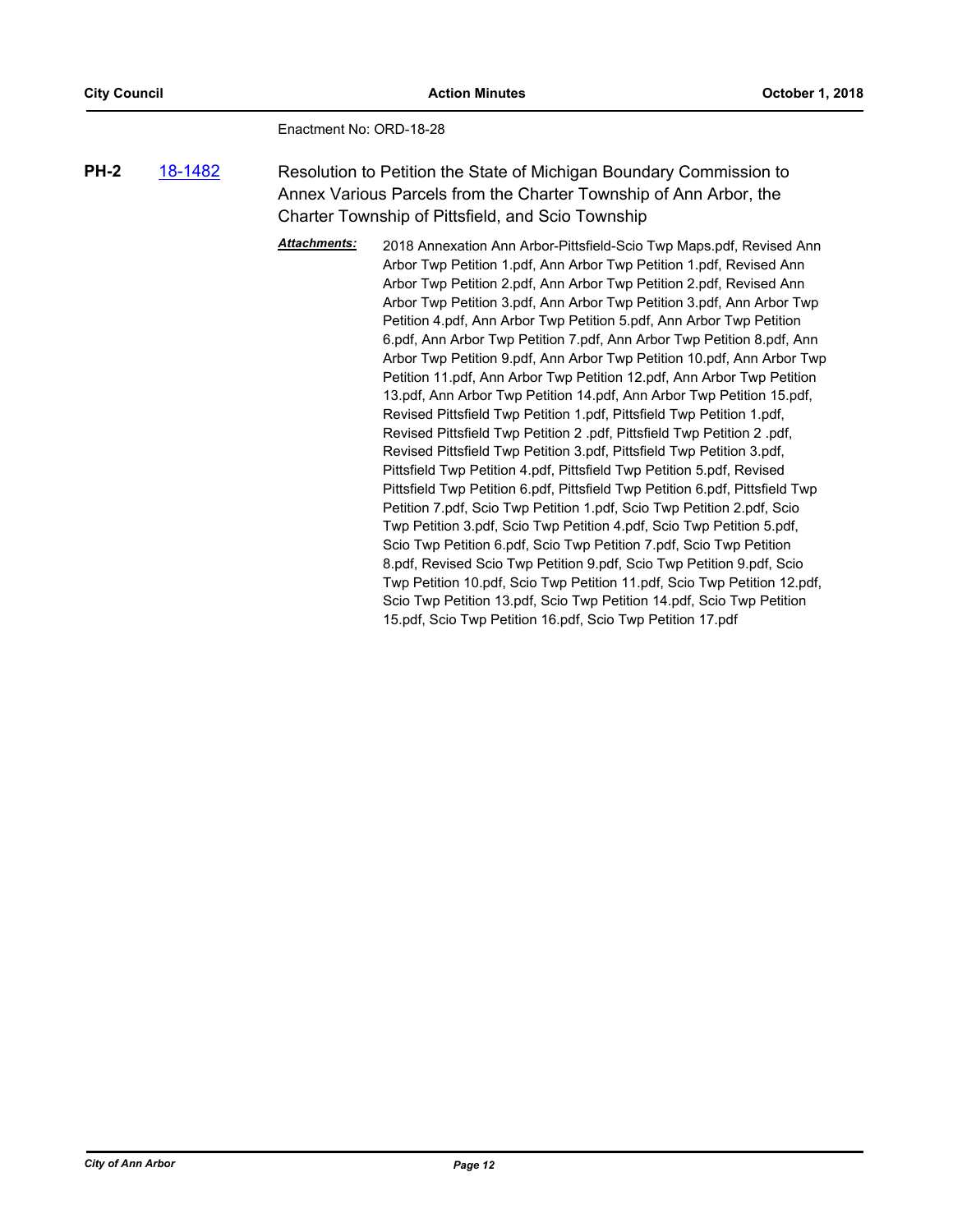Enactment No: ORD-18-28

**PH-2** 18-1482 Resolution to Petition the State of Michigan Boundary Commission to Annex Various Parcels from the Charter Township of Ann Arbor, the Charter Township of Pittsfield, and Scio Township

***Attachments:*** 2018 Annexation Ann Arbor-Pittsfield-Scio Twp Maps.pdf, Revised Ann Arbor Twp Petition 1.pdf, Ann Arbor Twp Petition 1.pdf, Revised Ann Arbor Twp Petition 2.pdf, Ann Arbor Twp Petition 2.pdf, Revised Ann Arbor Twp Petition 3.pdf, Ann Arbor Twp Petition 3.pdf, Ann Arbor Twp Petition 4.pdf, Ann Arbor Twp Petition 5.pdf, Ann Arbor Twp Petition 6.pdf, Ann Arbor Twp Petition 7.pdf, Ann Arbor Twp Petition 8.pdf, Ann Arbor Twp Petition 9.pdf, Ann Arbor Twp Petition 10.pdf, Ann Arbor Twp Petition 11.pdf, Ann Arbor Twp Petition 12.pdf, Ann Arbor Twp Petition 13.pdf, Ann Arbor Twp Petition 14.pdf, Ann Arbor Twp Petition 15.pdf, Revised Pittsfield Twp Petition 1.pdf, Pittsfield Twp Petition 1.pdf, Revised Pittsfield Twp Petition 2 .pdf, Pittsfield Twp Petition 2 .pdf, Revised Pittsfield Twp Petition 3.pdf, Pittsfield Twp Petition 3.pdf, Pittsfield Twp Petition 4.pdf, Pittsfield Twp Petition 5.pdf, Revised Pittsfield Twp Petition 6.pdf, Pittsfield Twp Petition 6.pdf, Pittsfield Twp Petition 7.pdf, Scio Twp Petition 1.pdf, Scio Twp Petition 2.pdf, Scio Twp Petition 3.pdf, Scio Twp Petition 4.pdf, Scio Twp Petition 5.pdf, Scio Twp Petition 6.pdf, Scio Twp Petition 7.pdf, Scio Twp Petition 8.pdf, Revised Scio Twp Petition 9.pdf, Scio Twp Petition 9.pdf, Scio Twp Petition 10.pdf, Scio Twp Petition 11.pdf, Scio Twp Petition 12.pdf, Scio Twp Petition 13.pdf, Scio Twp Petition 14.pdf, Scio Twp Petition 15.pdf, Scio Twp Petition 16.pdf, Scio Twp Petition 17.pdf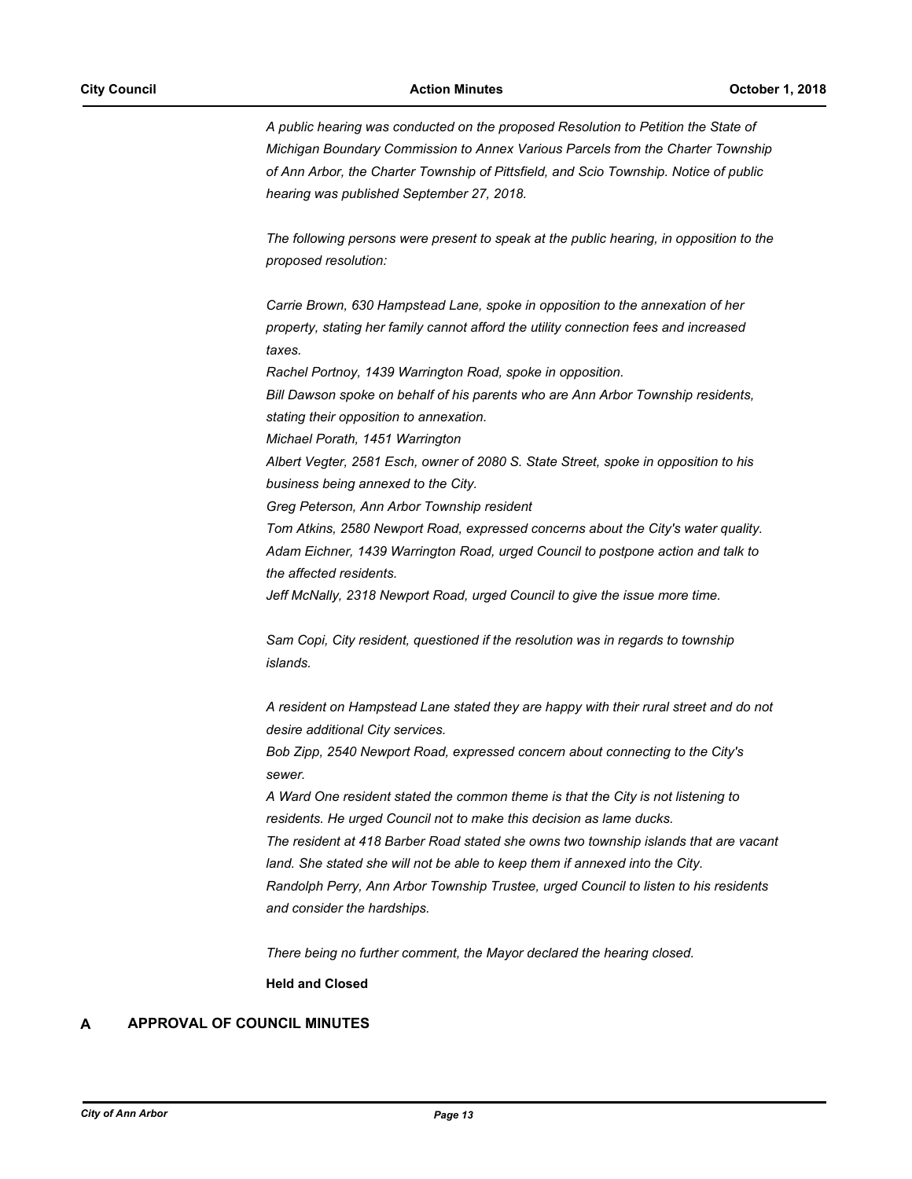*A public hearing was conducted on the proposed Resolution to Petition the State of Michigan Boundary Commission to Annex Various Parcels from the Charter Township of Ann Arbor, the Charter Township of Pittsfield, and Scio Township. Notice of public hearing was published September 27, 2018.*

*The following persons were present to speak at the public hearing, in opposition to the proposed resolution:*

*Carrie Brown, 630 Hampstead Lane, spoke in opposition to the annexation of her property, stating her family cannot afford the utility connection fees and increased taxes.*
*Rachel Portnoy, 1439 Warrington Road, spoke in opposition.*
*Bill Dawson spoke on behalf of his parents who are Ann Arbor Township residents, stating their opposition to annexation.*
*Michael Porath, 1451 Warrington*
*Albert Vegter, 2581 Esch, owner of 2080 S. State Street, spoke in opposition to his business being annexed to the City.*
*Greg Peterson, Ann Arbor Township resident*
*Tom Atkins, 2580 Newport Road, expressed concerns about the City's water quality.*
*Adam Eichner, 1439 Warrington Road, urged Council to postpone action and talk to the affected residents.*
*Jeff McNally, 2318 Newport Road, urged Council to give the issue more time.*

*Sam Copi, City resident, questioned if the resolution was in regards to township islands.*

*A resident on Hampstead Lane stated they are happy with their rural street and do not desire additional City services.*
*Bob Zipp, 2540 Newport Road, expressed concern about connecting to the City's sewer.*
*A Ward One resident stated the common theme is that the City is not listening to residents. He urged Council not to make this decision as lame ducks.*
*The resident at 418 Barber Road stated she owns two township islands that are vacant land. She stated she will not be able to keep them if annexed into the City.*
*Randolph Perry, Ann Arbor Township Trustee, urged Council to listen to his residents and consider the hardships.*

*There being no further comment, the Mayor declared the hearing closed.*

**Held and Closed**

## A APPROVAL OF COUNCIL MINUTES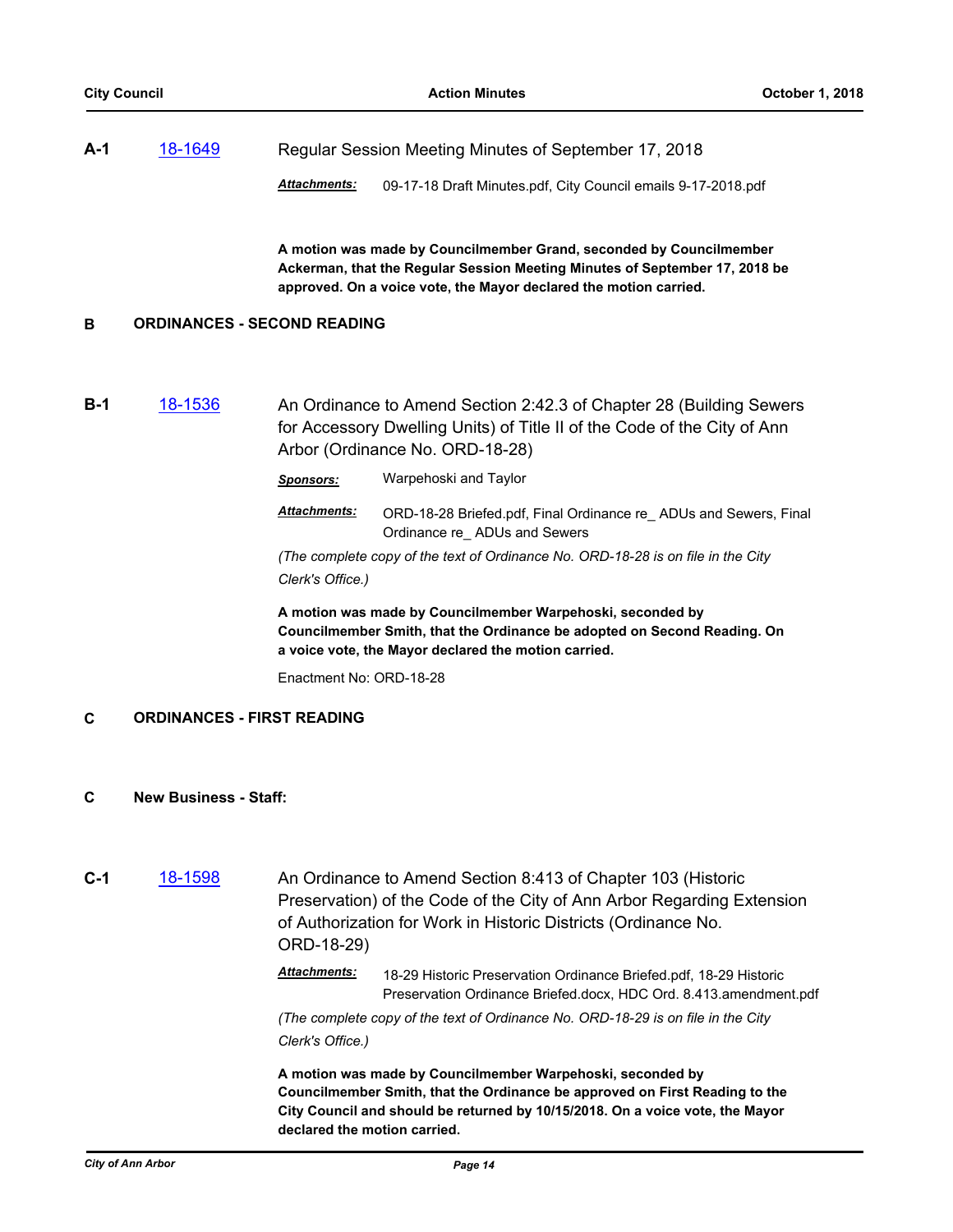**A-1** 18-1649 Regular Session Meeting Minutes of September 17, 2018

***Attachments:*** 09-17-18 Draft Minutes.pdf, City Council emails 9-17-2018.pdf

**A motion was made by Councilmember Grand, seconded by Councilmember Ackerman, that the Regular Session Meeting Minutes of September 17, 2018 be approved. On a voice vote, the Mayor declared the motion carried.**

## B ORDINANCES - SECOND READING

**B-1** 18-1536 An Ordinance to Amend Section 2:42.3 of Chapter 28 (Building Sewers for Accessory Dwelling Units) of Title II of the Code of the City of Ann Arbor (Ordinance No. ORD-18-28)

***Sponsors:*** Warpehoski and Taylor

***Attachments:*** ORD-18-28 Briefed.pdf, Final Ordinance re_ ADUs and Sewers, Final Ordinance re_ ADUs and Sewers

*(The complete copy of the text of Ordinance No. ORD-18-28 is on file in the City Clerk's Office.)*

**A motion was made by Councilmember Warpehoski, seconded by Councilmember Smith, that the Ordinance be adopted on Second Reading. On a voice vote, the Mayor declared the motion carried.**

Enactment No: ORD-18-28

## C ORDINANCES - FIRST READING

## C New Business - Staff:

**C-1** 18-1598 An Ordinance to Amend Section 8:413 of Chapter 103 (Historic Preservation) of the Code of the City of Ann Arbor Regarding Extension of Authorization for Work in Historic Districts (Ordinance No. ORD-18-29)

***Attachments:*** 18-29 Historic Preservation Ordinance Briefed.pdf, 18-29 Historic Preservation Ordinance Briefed.docx, HDC Ord. 8.413.amendment.pdf

*(The complete copy of the text of Ordinance No. ORD-18-29 is on file in the City Clerk's Office.)*

**A motion was made by Councilmember Warpehoski, seconded by Councilmember Smith, that the Ordinance be approved on First Reading to the City Council and should be returned by 10/15/2018. On a voice vote, the Mayor declared the motion carried.**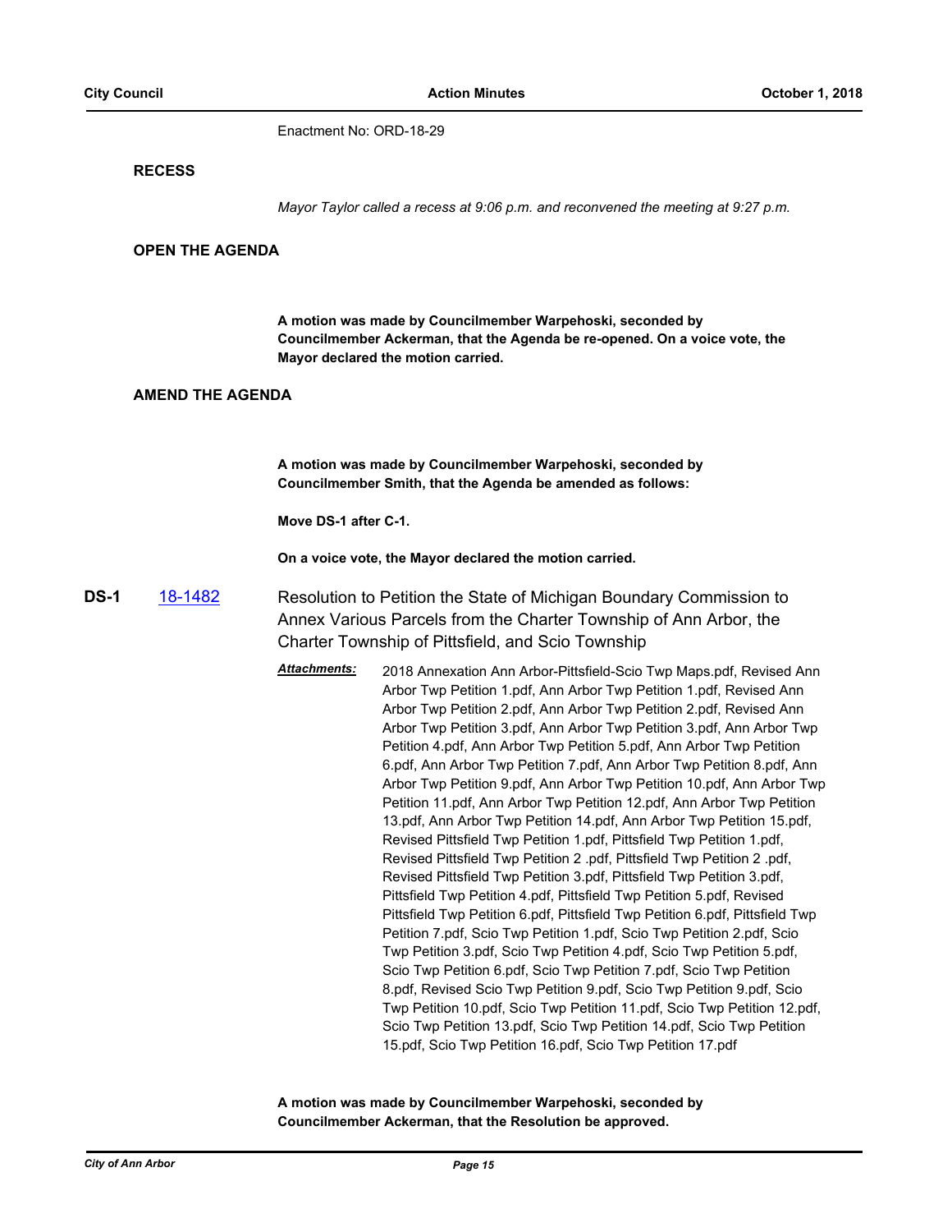Enactment No: ORD-18-29

**RECESS**

*Mayor Taylor called a recess at 9:06 p.m. and reconvened the meeting at 9:27 p.m.*

**OPEN THE AGENDA**

**A motion was made by Councilmember Warpehoski, seconded by Councilmember Ackerman, that the Agenda be re-opened. On a voice vote, the Mayor declared the motion carried.**

**AMEND THE AGENDA**

**A motion was made by Councilmember Warpehoski, seconded by Councilmember Smith, that the Agenda be amended as follows:**

**Move DS-1 after C-1.**

**On a voice vote, the Mayor declared the motion carried.**

**DS-1** 18-1482 Resolution to Petition the State of Michigan Boundary Commission to Annex Various Parcels from the Charter Township of Ann Arbor, the Charter Township of Pittsfield, and Scio Township

***Attachments:*** 2018 Annexation Ann Arbor-Pittsfield-Scio Twp Maps.pdf, Revised Ann Arbor Twp Petition 1.pdf, Ann Arbor Twp Petition 1.pdf, Revised Ann Arbor Twp Petition 2.pdf, Ann Arbor Twp Petition 2.pdf, Revised Ann Arbor Twp Petition 3.pdf, Ann Arbor Twp Petition 3.pdf, Ann Arbor Twp Petition 4.pdf, Ann Arbor Twp Petition 5.pdf, Ann Arbor Twp Petition 6.pdf, Ann Arbor Twp Petition 7.pdf, Ann Arbor Twp Petition 8.pdf, Ann Arbor Twp Petition 9.pdf, Ann Arbor Twp Petition 10.pdf, Ann Arbor Twp Petition 11.pdf, Ann Arbor Twp Petition 12.pdf, Ann Arbor Twp Petition 13.pdf, Ann Arbor Twp Petition 14.pdf, Ann Arbor Twp Petition 15.pdf, Revised Pittsfield Twp Petition 1.pdf, Pittsfield Twp Petition 1.pdf, Revised Pittsfield Twp Petition 2 .pdf, Pittsfield Twp Petition 2 .pdf, Revised Pittsfield Twp Petition 3.pdf, Pittsfield Twp Petition 3.pdf, Pittsfield Twp Petition 4.pdf, Pittsfield Twp Petition 5.pdf, Revised Pittsfield Twp Petition 6.pdf, Pittsfield Twp Petition 6.pdf, Pittsfield Twp Petition 7.pdf, Scio Twp Petition 1.pdf, Scio Twp Petition 2.pdf, Scio Twp Petition 3.pdf, Scio Twp Petition 4.pdf, Scio Twp Petition 5.pdf, Scio Twp Petition 6.pdf, Scio Twp Petition 7.pdf, Scio Twp Petition 8.pdf, Revised Scio Twp Petition 9.pdf, Scio Twp Petition 9.pdf, Scio Twp Petition 10.pdf, Scio Twp Petition 11.pdf, Scio Twp Petition 12.pdf, Scio Twp Petition 13.pdf, Scio Twp Petition 14.pdf, Scio Twp Petition 15.pdf, Scio Twp Petition 16.pdf, Scio Twp Petition 17.pdf

**A motion was made by Councilmember Warpehoski, seconded by Councilmember Ackerman, that the Resolution be approved.**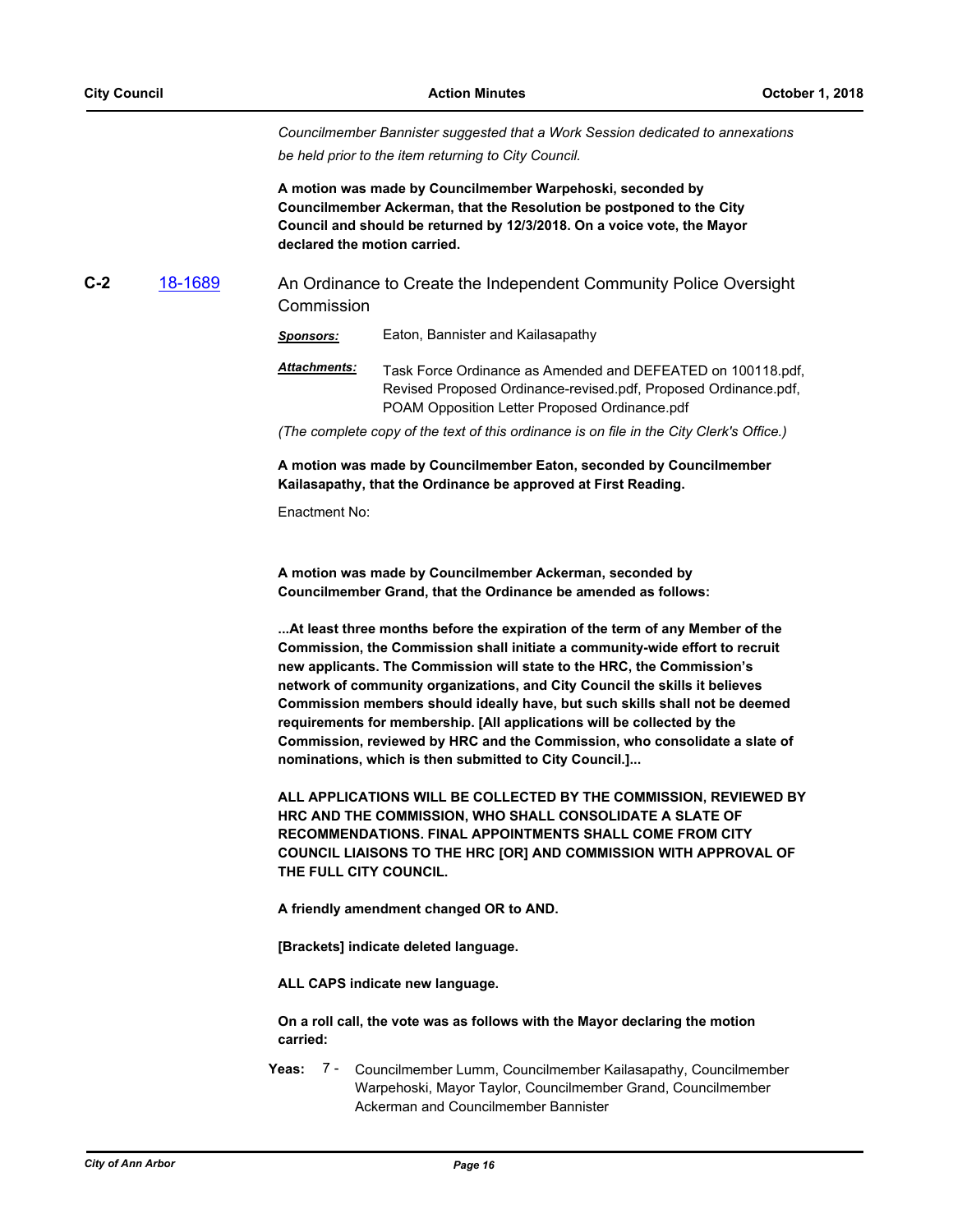*Councilmember Bannister suggested that a Work Session dedicated to annexations be held prior to the item returning to City Council.*

**A motion was made by Councilmember Warpehoski, seconded by Councilmember Ackerman, that the Resolution be postponed to the City Council and should be returned by 12/3/2018. On a voice vote, the Mayor declared the motion carried.**

## C-2 18-1689 An Ordinance to Create the Independent Community Police Oversight Commission

***Sponsors:*** Eaton, Bannister and Kailasapathy

***Attachments:*** Task Force Ordinance as Amended and DEFEATED on 100118.pdf, Revised Proposed Ordinance-revised.pdf, Proposed Ordinance.pdf, POAM Opposition Letter Proposed Ordinance.pdf

*(The complete copy of the text of this ordinance is on file in the City Clerk's Office.)*

**A motion was made by Councilmember Eaton, seconded by Councilmember Kailasapathy, that the Ordinance be approved at First Reading.**

Enactment No:

**A motion was made by Councilmember Ackerman, seconded by Councilmember Grand, that the Ordinance be amended as follows:**

**...At least three months before the expiration of the term of any Member of the Commission, the Commission shall initiate a community-wide effort to recruit new applicants. The Commission will state to the HRC, the Commission's network of community organizations, and City Council the skills it believes Commission members should ideally have, but such skills shall not be deemed requirements for membership. [All applications will be collected by the Commission, reviewed by HRC and the Commission, who consolidate a slate of nominations, which is then submitted to City Council.]...**

**ALL APPLICATIONS WILL BE COLLECTED BY THE COMMISSION, REVIEWED BY HRC AND THE COMMISSION, WHO SHALL CONSOLIDATE A SLATE OF RECOMMENDATIONS. FINAL APPOINTMENTS SHALL COME FROM CITY COUNCIL LIAISONS TO THE HRC [OR] AND COMMISSION WITH APPROVAL OF THE FULL CITY COUNCIL.**

**A friendly amendment changed OR to AND.**

**[Brackets] indicate deleted language.**

**ALL CAPS indicate new language.**

**On a roll call, the vote was as follows with the Mayor declaring the motion carried:**

**Yeas:** 7 - Councilmember Lumm, Councilmember Kailasapathy, Councilmember Warpehoski, Mayor Taylor, Councilmember Grand, Councilmember Ackerman and Councilmember Bannister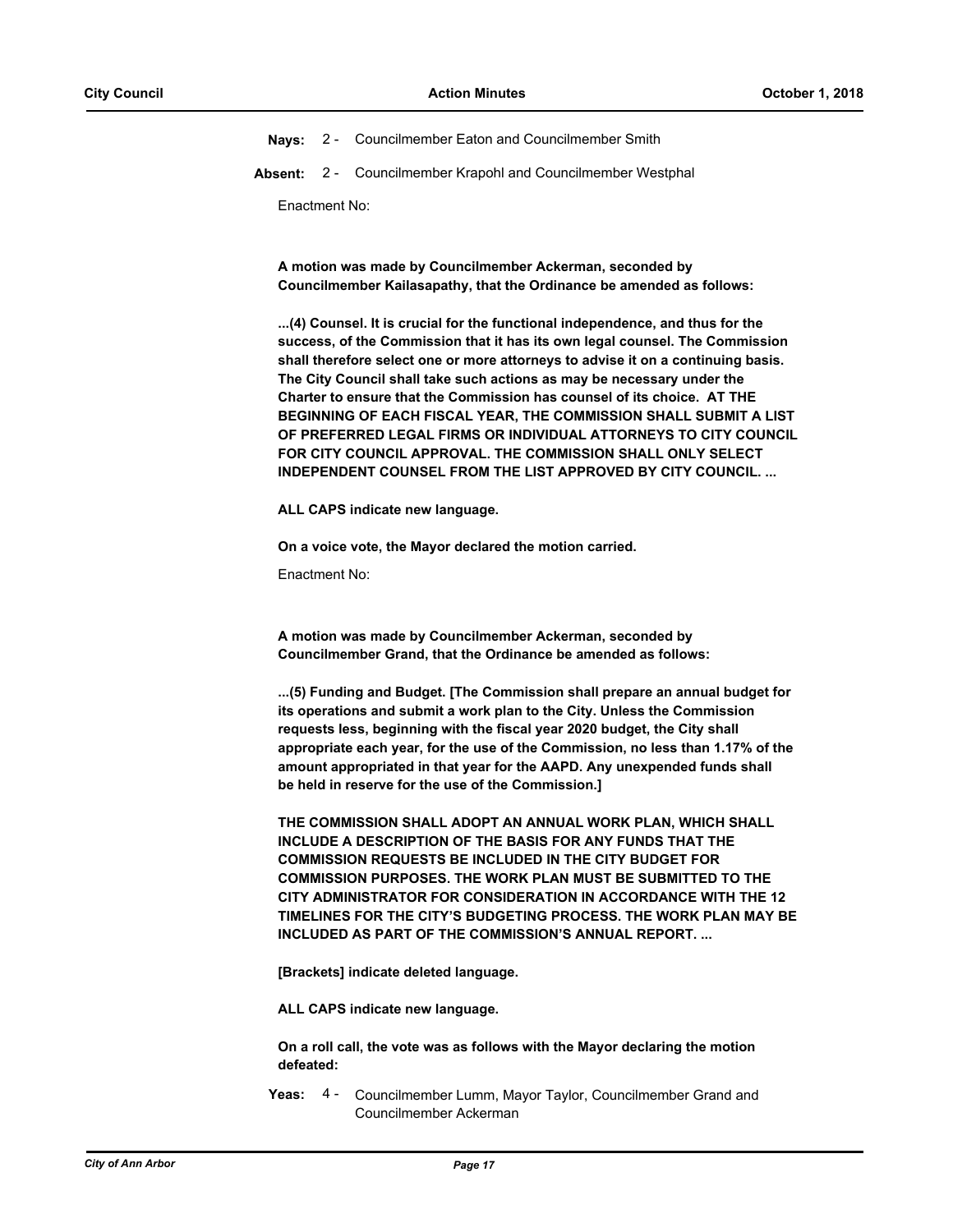**Nays:** 2 - Councilmember Eaton and Councilmember Smith

**Absent:** 2 - Councilmember Krapohl and Councilmember Westphal

Enactment No:

**A motion was made by Councilmember Ackerman, seconded by Councilmember Kailasapathy, that the Ordinance be amended as follows:**

**...(4) Counsel. It is crucial for the functional independence, and thus for the success, of the Commission that it has its own legal counsel. The Commission shall therefore select one or more attorneys to advise it on a continuing basis. The City Council shall take such actions as may be necessary under the Charter to ensure that the Commission has counsel of its choice. AT THE BEGINNING OF EACH FISCAL YEAR, THE COMMISSION SHALL SUBMIT A LIST OF PREFERRED LEGAL FIRMS OR INDIVIDUAL ATTORNEYS TO CITY COUNCIL FOR CITY COUNCIL APPROVAL. THE COMMISSION SHALL ONLY SELECT INDEPENDENT COUNSEL FROM THE LIST APPROVED BY CITY COUNCIL. ...**

**ALL CAPS indicate new language.**

**On a voice vote, the Mayor declared the motion carried.**

Enactment No:

**A motion was made by Councilmember Ackerman, seconded by Councilmember Grand, that the Ordinance be amended as follows:**

**...(5) Funding and Budget. [The Commission shall prepare an annual budget for its operations and submit a work plan to the City. Unless the Commission requests less, beginning with the fiscal year 2020 budget, the City shall appropriate each year, for the use of the Commission, no less than 1.17% of the amount appropriated in that year for the AAPD. Any unexpended funds shall be held in reserve for the use of the Commission.]**

**THE COMMISSION SHALL ADOPT AN ANNUAL WORK PLAN, WHICH SHALL INCLUDE A DESCRIPTION OF THE BASIS FOR ANY FUNDS THAT THE COMMISSION REQUESTS BE INCLUDED IN THE CITY BUDGET FOR COMMISSION PURPOSES. THE WORK PLAN MUST BE SUBMITTED TO THE CITY ADMINISTRATOR FOR CONSIDERATION IN ACCORDANCE WITH THE 12 TIMELINES FOR THE CITY'S BUDGETING PROCESS. THE WORK PLAN MAY BE INCLUDED AS PART OF THE COMMISSION'S ANNUAL REPORT. ...**

**[Brackets] indicate deleted language.**

**ALL CAPS indicate new language.**

**On a roll call, the vote was as follows with the Mayor declaring the motion defeated:**

**Yeas:** 4 - Councilmember Lumm, Mayor Taylor, Councilmember Grand and Councilmember Ackerman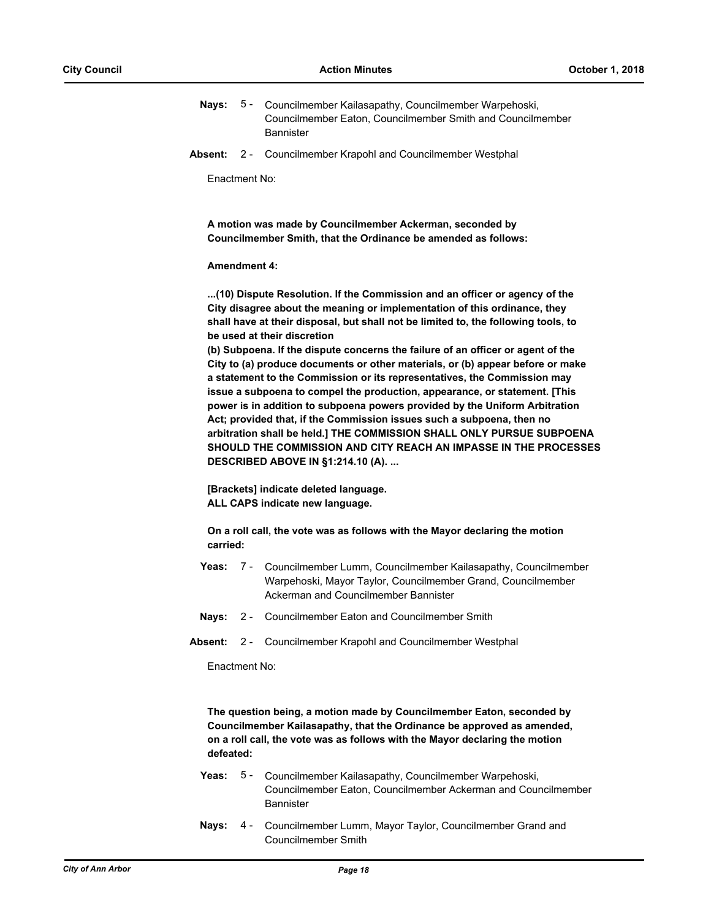**Nays:** 5 - Councilmember Kailasapathy, Councilmember Warpehoski, Councilmember Eaton, Councilmember Smith and Councilmember Bannister

**Absent:** 2 - Councilmember Krapohl and Councilmember Westphal

Enactment No:

**A motion was made by Councilmember Ackerman, seconded by Councilmember Smith, that the Ordinance be amended as follows:**

**Amendment 4:**

**...(10) Dispute Resolution. If the Commission and an officer or agency of the City disagree about the meaning or implementation of this ordinance, they shall have at their disposal, but shall not be limited to, the following tools, to be used at their discretion**

**(b) Subpoena. If the dispute concerns the failure of an officer or agent of the City to (a) produce documents or other materials, or (b) appear before or make a statement to the Commission or its representatives, the Commission may issue a subpoena to compel the production, appearance, or statement. [This power is in addition to subpoena powers provided by the Uniform Arbitration Act; provided that, if the Commission issues such a subpoena, then no arbitration shall be held.] THE COMMISSION SHALL ONLY PURSUE SUBPOENA SHOULD THE COMMISSION AND CITY REACH AN IMPASSE IN THE PROCESSES DESCRIBED ABOVE IN §1:214.10 (A). ...**

**[Brackets] indicate deleted language.**
**ALL CAPS indicate new language.**

**On a roll call, the vote was as follows with the Mayor declaring the motion carried:**

**Yeas:** 7 - Councilmember Lumm, Councilmember Kailasapathy, Councilmember Warpehoski, Mayor Taylor, Councilmember Grand, Councilmember Ackerman and Councilmember Bannister

**Nays:** 2 - Councilmember Eaton and Councilmember Smith

**Absent:** 2 - Councilmember Krapohl and Councilmember Westphal

Enactment No:

**The question being, a motion made by Councilmember Eaton, seconded by Councilmember Kailasapathy, that the Ordinance be approved as amended, on a roll call, the vote was as follows with the Mayor declaring the motion defeated:**

**Yeas:** 5 - Councilmember Kailasapathy, Councilmember Warpehoski, Councilmember Eaton, Councilmember Ackerman and Councilmember Bannister

**Nays:** 4 - Councilmember Lumm, Mayor Taylor, Councilmember Grand and Councilmember Smith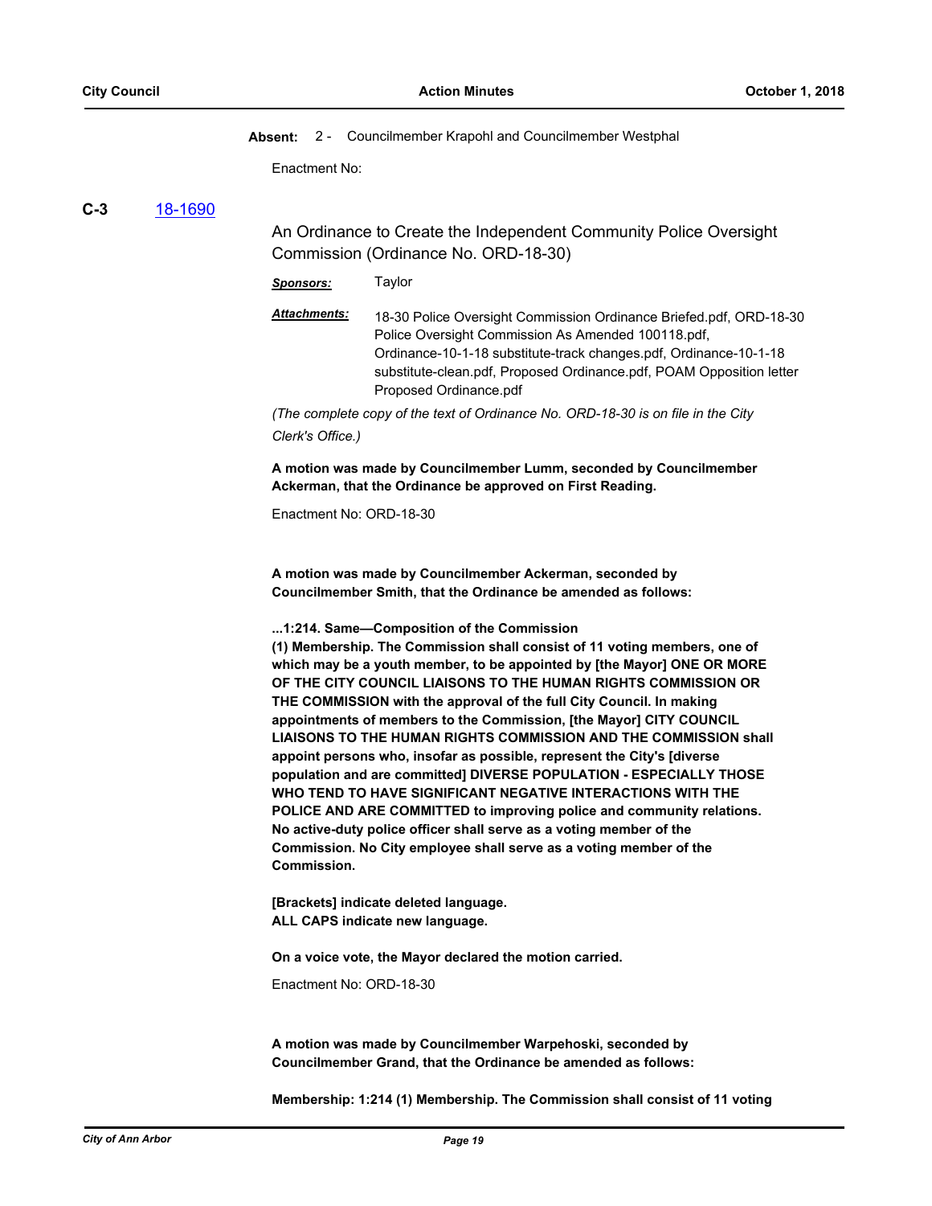**Absent:** 2 - Councilmember Krapohl and Councilmember Westphal

Enactment No:

**C-3** 18-1690

An Ordinance to Create the Independent Community Police Oversight Commission (Ordinance No. ORD-18-30)

***Sponsors:*** Taylor

***Attachments:*** 18-30 Police Oversight Commission Ordinance Briefed.pdf, ORD-18-30 Police Oversight Commission As Amended 100118.pdf, Ordinance-10-1-18 substitute-track changes.pdf, Ordinance-10-1-18 substitute-clean.pdf, Proposed Ordinance.pdf, POAM Opposition letter Proposed Ordinance.pdf

*(The complete copy of the text of Ordinance No. ORD-18-30 is on file in the City Clerk's Office.)*

**A motion was made by Councilmember Lumm, seconded by Councilmember Ackerman, that the Ordinance be approved on First Reading.**

Enactment No: ORD-18-30

**A motion was made by Councilmember Ackerman, seconded by Councilmember Smith, that the Ordinance be amended as follows:**

**...1:214. Same—Composition of the Commission**
**(1) Membership. The Commission shall consist of 11 voting members, one of which may be a youth member, to be appointed by [the Mayor] ONE OR MORE OF THE CITY COUNCIL LIAISONS TO THE HUMAN RIGHTS COMMISSION OR THE COMMISSION with the approval of the full City Council. In making appointments of members to the Commission, [the Mayor] CITY COUNCIL LIAISONS TO THE HUMAN RIGHTS COMMISSION AND THE COMMISSION shall appoint persons who, insofar as possible, represent the City's [diverse population and are committed] DIVERSE POPULATION - ESPECIALLY THOSE WHO TEND TO HAVE SIGNIFICANT NEGATIVE INTERACTIONS WITH THE POLICE AND ARE COMMITTED to improving police and community relations. No active-duty police officer shall serve as a voting member of the Commission. No City employee shall serve as a voting member of the Commission.**

**[Brackets] indicate deleted language.**
**ALL CAPS indicate new language.**

**On a voice vote, the Mayor declared the motion carried.**

Enactment No: ORD-18-30

**A motion was made by Councilmember Warpehoski, seconded by Councilmember Grand, that the Ordinance be amended as follows:**

**Membership: 1:214 (1) Membership. The Commission shall consist of 11 voting**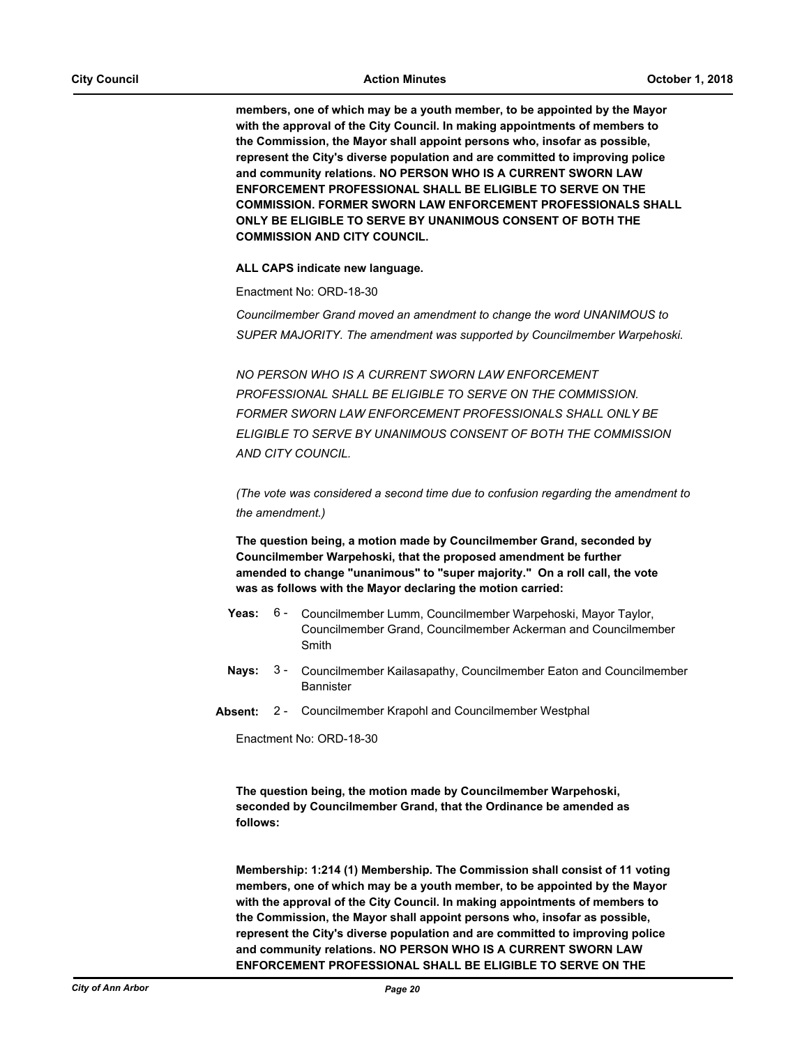**members, one of which may be a youth member, to be appointed by the Mayor with the approval of the City Council. In making appointments of members to the Commission, the Mayor shall appoint persons who, insofar as possible, represent the City's diverse population and are committed to improving police and community relations. NO PERSON WHO IS A CURRENT SWORN LAW ENFORCEMENT PROFESSIONAL SHALL BE ELIGIBLE TO SERVE ON THE COMMISSION. FORMER SWORN LAW ENFORCEMENT PROFESSIONALS SHALL ONLY BE ELIGIBLE TO SERVE BY UNANIMOUS CONSENT OF BOTH THE COMMISSION AND CITY COUNCIL.**

**ALL CAPS indicate new language.**

Enactment No: ORD-18-30

*Councilmember Grand moved an amendment to change the word UNANIMOUS to SUPER MAJORITY. The amendment was supported by Councilmember Warpehoski.*

*NO PERSON WHO IS A CURRENT SWORN LAW ENFORCEMENT PROFESSIONAL SHALL BE ELIGIBLE TO SERVE ON THE COMMISSION. FORMER SWORN LAW ENFORCEMENT PROFESSIONALS SHALL ONLY BE ELIGIBLE TO SERVE BY UNANIMOUS CONSENT OF BOTH THE COMMISSION AND CITY COUNCIL.*

*(The vote was considered a second time due to confusion regarding the amendment to the amendment.)*

**The question being, a motion made by Councilmember Grand, seconded by Councilmember Warpehoski, that the proposed amendment be further amended to change "unanimous" to "super majority." On a roll call, the vote was as follows with the Mayor declaring the motion carried:**

**Yeas:** 6 - Councilmember Lumm, Councilmember Warpehoski, Mayor Taylor, Councilmember Grand, Councilmember Ackerman and Councilmember Smith

**Nays:** 3 - Councilmember Kailasapathy, Councilmember Eaton and Councilmember Bannister

**Absent:** 2 - Councilmember Krapohl and Councilmember Westphal

Enactment No: ORD-18-30

**The question being, the motion made by Councilmember Warpehoski, seconded by Councilmember Grand, that the Ordinance be amended as follows:**

**Membership: 1:214 (1) Membership. The Commission shall consist of 11 voting members, one of which may be a youth member, to be appointed by the Mayor with the approval of the City Council. In making appointments of members to the Commission, the Mayor shall appoint persons who, insofar as possible, represent the City's diverse population and are committed to improving police and community relations. NO PERSON WHO IS A CURRENT SWORN LAW ENFORCEMENT PROFESSIONAL SHALL BE ELIGIBLE TO SERVE ON THE**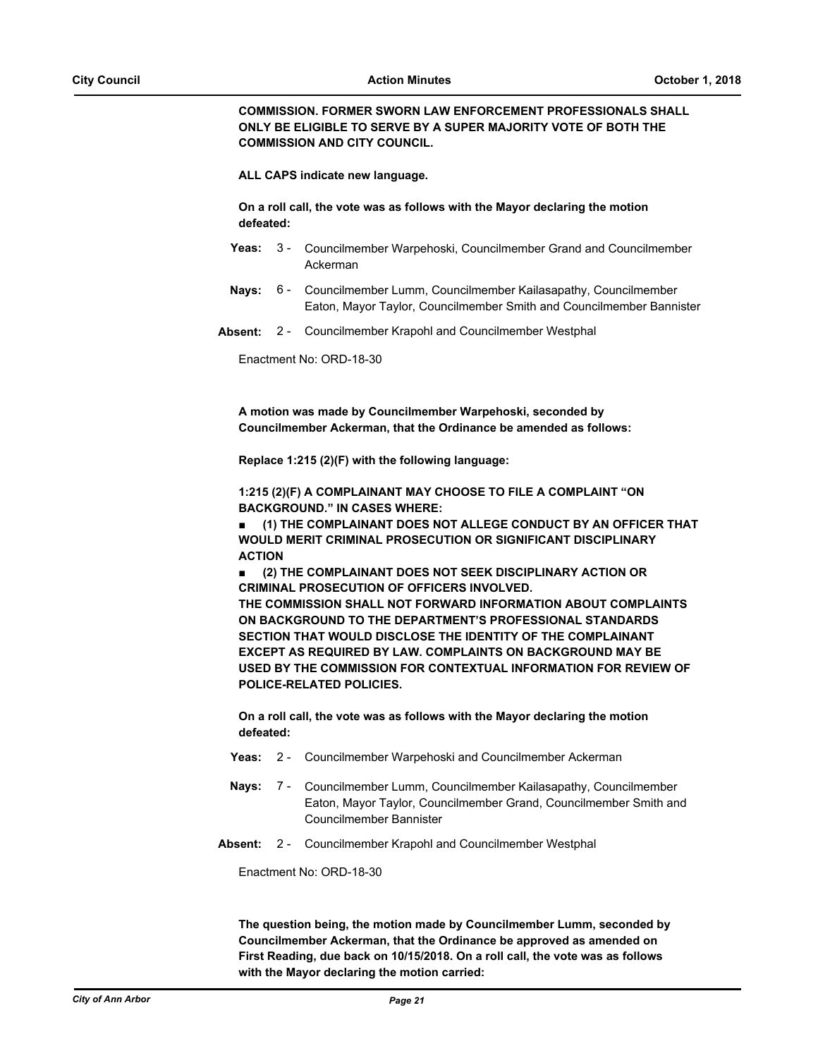**COMMISSION. FORMER SWORN LAW ENFORCEMENT PROFESSIONALS SHALL ONLY BE ELIGIBLE TO SERVE BY A SUPER MAJORITY VOTE OF BOTH THE COMMISSION AND CITY COUNCIL.**

**ALL CAPS indicate new language.**

**On a roll call, the vote was as follows with the Mayor declaring the motion defeated:**

**Yeas:** 3 - Councilmember Warpehoski, Councilmember Grand and Councilmember Ackerman

**Nays:** 6 - Councilmember Lumm, Councilmember Kailasapathy, Councilmember Eaton, Mayor Taylor, Councilmember Smith and Councilmember Bannister

**Absent:** 2 - Councilmember Krapohl and Councilmember Westphal

Enactment No: ORD-18-30

**A motion was made by Councilmember Warpehoski, seconded by Councilmember Ackerman, that the Ordinance be amended as follows:**

**Replace 1:215 (2)(F) with the following language:**

**1:215 (2)(F) A COMPLAINANT MAY CHOOSE TO FILE A COMPLAINT "ON BACKGROUND." IN CASES WHERE:**

- **(1) THE COMPLAINANT DOES NOT ALLEGE CONDUCT BY AN OFFICER THAT WOULD MERIT CRIMINAL PROSECUTION OR SIGNIFICANT DISCIPLINARY ACTION**
- **(2) THE COMPLAINANT DOES NOT SEEK DISCIPLINARY ACTION OR CRIMINAL PROSECUTION OF OFFICERS INVOLVED.**

**THE COMMISSION SHALL NOT FORWARD INFORMATION ABOUT COMPLAINTS ON BACKGROUND TO THE DEPARTMENT'S PROFESSIONAL STANDARDS SECTION THAT WOULD DISCLOSE THE IDENTITY OF THE COMPLAINANT EXCEPT AS REQUIRED BY LAW. COMPLAINTS ON BACKGROUND MAY BE USED BY THE COMMISSION FOR CONTEXTUAL INFORMATION FOR REVIEW OF POLICE-RELATED POLICIES.**

**On a roll call, the vote was as follows with the Mayor declaring the motion defeated:**

**Yeas:** 2 - Councilmember Warpehoski and Councilmember Ackerman

**Nays:** 7 - Councilmember Lumm, Councilmember Kailasapathy, Councilmember Eaton, Mayor Taylor, Councilmember Grand, Councilmember Smith and Councilmember Bannister

**Absent:** 2 - Councilmember Krapohl and Councilmember Westphal

Enactment No: ORD-18-30

**The question being, the motion made by Councilmember Lumm, seconded by Councilmember Ackerman, that the Ordinance be approved as amended on First Reading, due back on 10/15/2018. On a roll call, the vote was as follows with the Mayor declaring the motion carried:**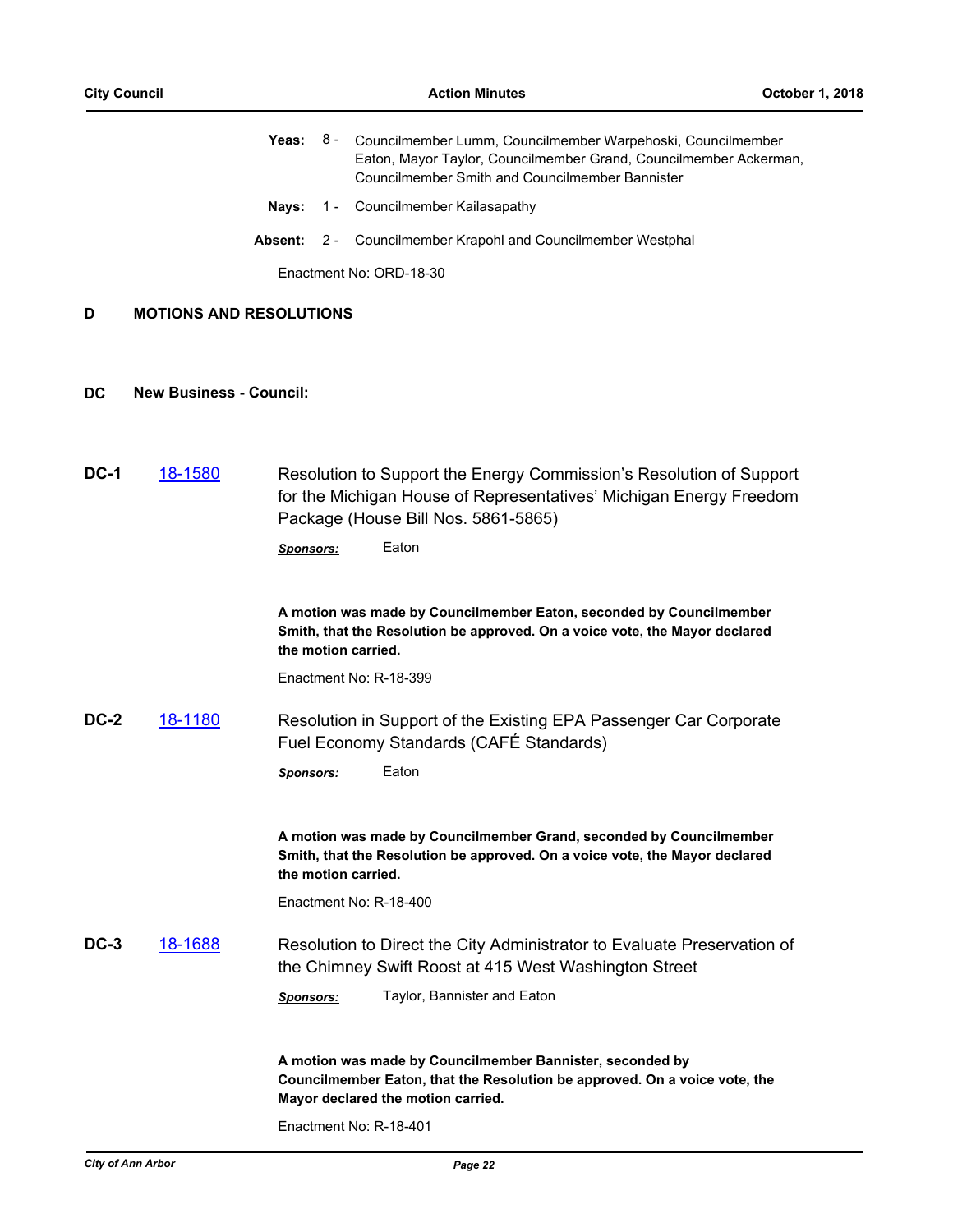**Yeas:** 8 - Councilmember Lumm, Councilmember Warpehoski, Councilmember Eaton, Mayor Taylor, Councilmember Grand, Councilmember Ackerman, Councilmember Smith and Councilmember Bannister

**Nays:** 1 - Councilmember Kailasapathy

**Absent:** 2 - Councilmember Krapohl and Councilmember Westphal

Enactment No: ORD-18-30

## D MOTIONS AND RESOLUTIONS

### DC New Business - Council:

**DC-1** 18-1580 Resolution to Support the Energy Commission's Resolution of Support for the Michigan House of Representatives' Michigan Energy Freedom Package (House Bill Nos. 5861-5865)

***Sponsors:*** Eaton

**A motion was made by Councilmember Eaton, seconded by Councilmember Smith, that the Resolution be approved. On a voice vote, the Mayor declared the motion carried.**

Enactment No: R-18-399

**DC-2** 18-1180 Resolution in Support of the Existing EPA Passenger Car Corporate Fuel Economy Standards (CAFÉ Standards)

***Sponsors:*** Eaton

**A motion was made by Councilmember Grand, seconded by Councilmember Smith, that the Resolution be approved. On a voice vote, the Mayor declared the motion carried.**

Enactment No: R-18-400

**DC-3** 18-1688 Resolution to Direct the City Administrator to Evaluate Preservation of the Chimney Swift Roost at 415 West Washington Street

***Sponsors:*** Taylor, Bannister and Eaton

**A motion was made by Councilmember Bannister, seconded by Councilmember Eaton, that the Resolution be approved. On a voice vote, the Mayor declared the motion carried.**

Enactment No: R-18-401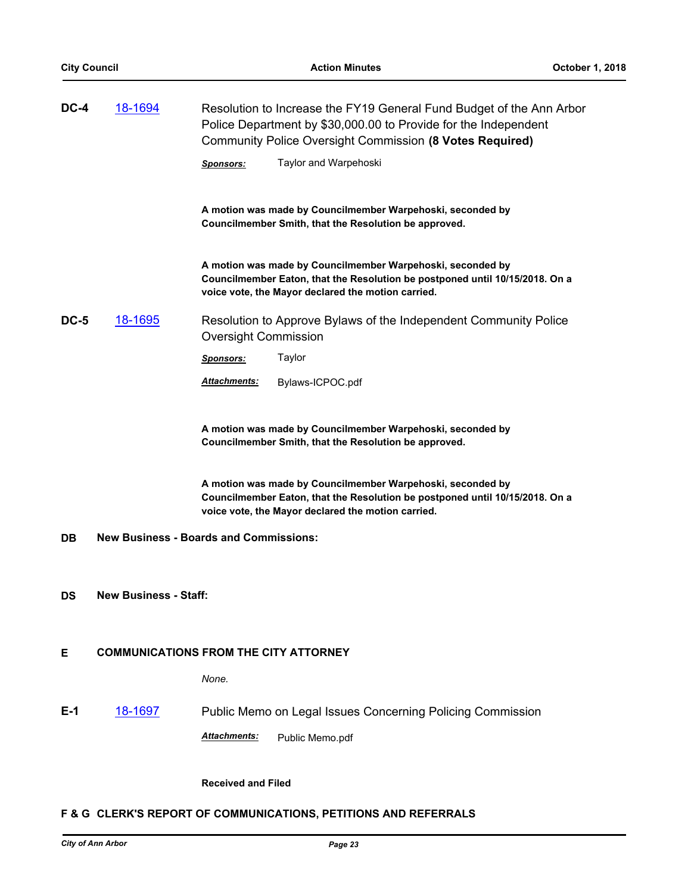**DC-4** [18-1694](18-1694)

Resolution to Increase the FY19 General Fund Budget of the Ann Arbor Police Department by $30,000.00 to Provide for the Independent Community Police Oversight Commission **(8 Votes Required)**

***Sponsors:*** Taylor and Warpehoski

**A motion was made by Councilmember Warpehoski, seconded by Councilmember Smith, that the Resolution be approved.**

**A motion was made by Councilmember Warpehoski, seconded by Councilmember Eaton, that the Resolution be postponed until 10/15/2018. On a voice vote, the Mayor declared the motion carried.**

**DC-5** [18-1695](18-1695)

Resolution to Approve Bylaws of the Independent Community Police Oversight Commission

***Sponsors:*** Taylor

***Attachments:*** Bylaws-ICPOC.pdf

**A motion was made by Councilmember Warpehoski, seconded by Councilmember Smith, that the Resolution be approved.**

**A motion was made by Councilmember Warpehoski, seconded by Councilmember Eaton, that the Resolution be postponed until 10/15/2018. On a voice vote, the Mayor declared the motion carried.**

## DB New Business - Boards and Commissions:

## DS New Business - Staff:

## E COMMUNICATIONS FROM THE CITY ATTORNEY

*None.*

**E-1** [18-1697](18-1697)

Public Memo on Legal Issues Concerning Policing Commission

***Attachments:*** Public Memo.pdf

**Received and Filed**

## F & G CLERK'S REPORT OF COMMUNICATIONS, PETITIONS AND REFERRALS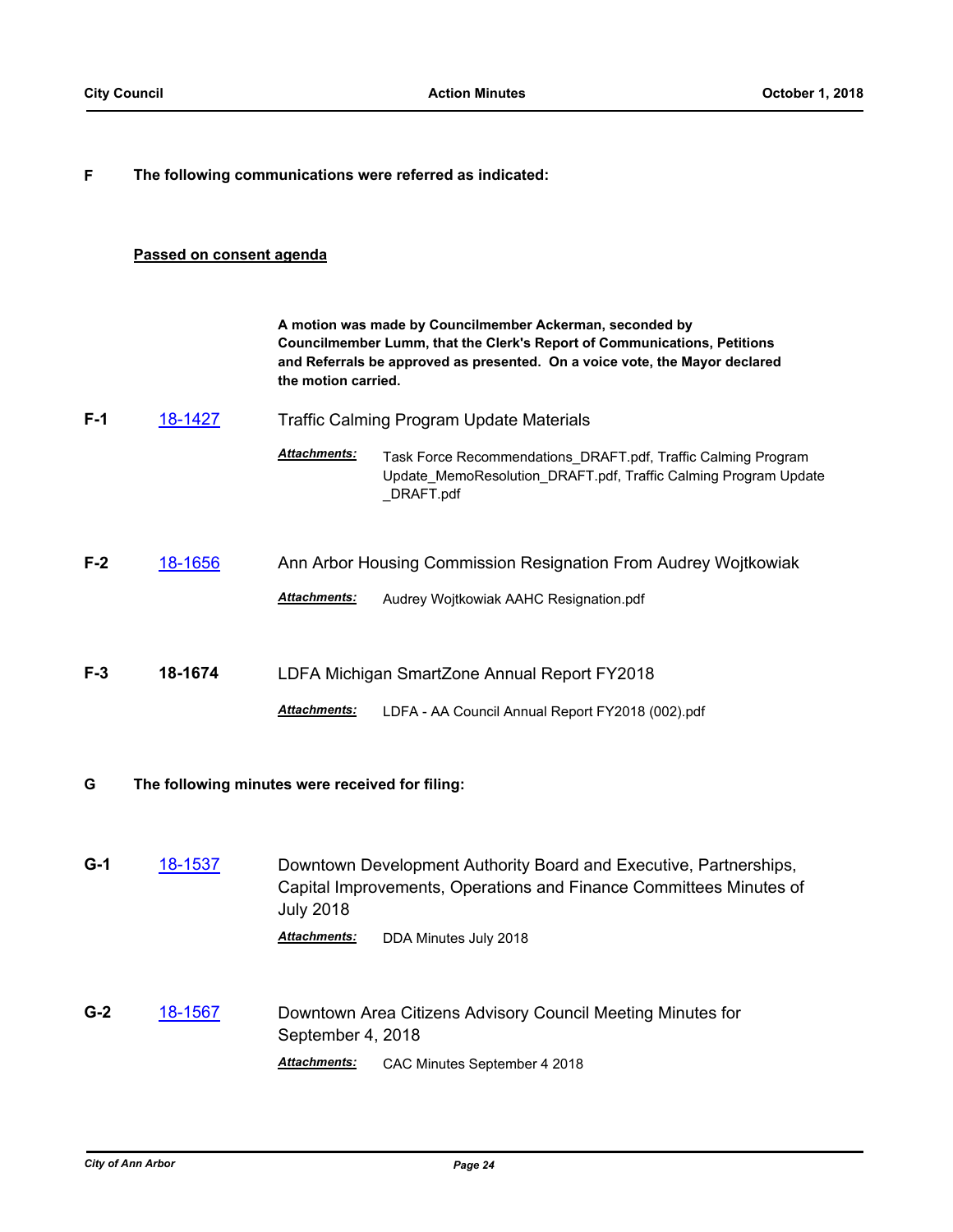**F The following communications were referred as indicated:**

**Passed on consent agenda**

**A motion was made by Councilmember Ackerman, seconded by Councilmember Lumm, that the Clerk's Report of Communications, Petitions and Referrals be approved as presented. On a voice vote, the Mayor declared the motion carried.**

**F-1** [18-1427] Traffic Calming Program Update Materials

***Attachments:*** Task Force Recommendations_DRAFT.pdf, Traffic Calming Program Update_MemoResolution_DRAFT.pdf, Traffic Calming Program Update _DRAFT.pdf

**F-2** [18-1656] Ann Arbor Housing Commission Resignation From Audrey Wojtkowiak

***Attachments:*** Audrey Wojtkowiak AAHC Resignation.pdf

**F-3** **18-1674** LDFA Michigan SmartZone Annual Report FY2018

***Attachments:*** LDFA - AA Council Annual Report FY2018 (002).pdf

**G The following minutes were received for filing:**

**G-1** [18-1537] Downtown Development Authority Board and Executive, Partnerships, Capital Improvements, Operations and Finance Committees Minutes of July 2018

***Attachments:*** DDA Minutes July 2018

**G-2** [18-1567] Downtown Area Citizens Advisory Council Meeting Minutes for September 4, 2018

***Attachments:*** CAC Minutes September 4 2018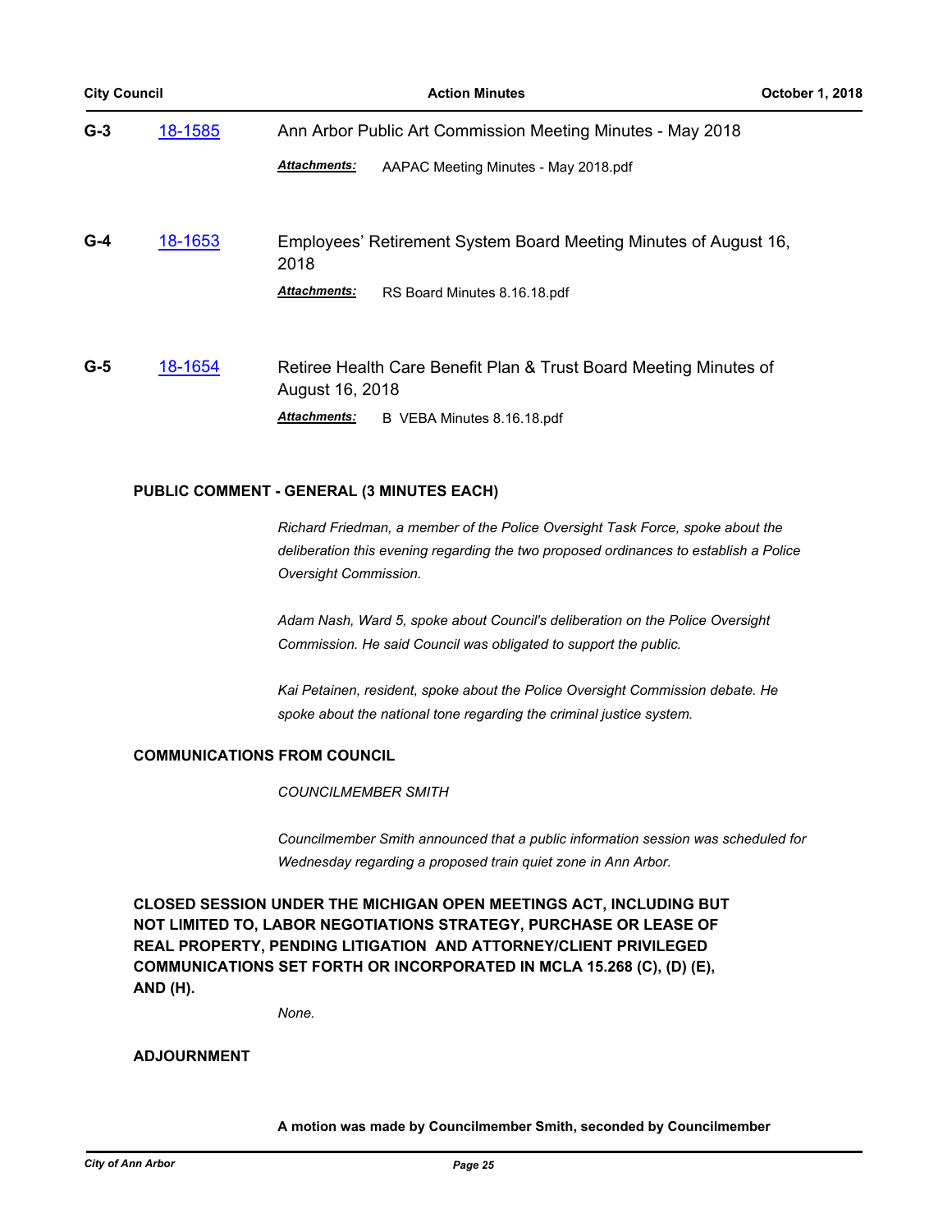**G-3** [18-1585](18-1585) Ann Arbor Public Art Commission Meeting Minutes - May 2018

***Attachments:*** AAPAC Meeting Minutes - May 2018.pdf

**G-4** [18-1653](18-1653) Employees' Retirement System Board Meeting Minutes of August 16, 2018

***Attachments:*** RS Board Minutes 8.16.18.pdf

**G-5** [18-1654](18-1654) Retiree Health Care Benefit Plan & Trust Board Meeting Minutes of August 16, 2018

***Attachments:*** B VEBA Minutes 8.16.18.pdf

**PUBLIC COMMENT - GENERAL (3 MINUTES EACH)**

*Richard Friedman, a member of the Police Oversight Task Force, spoke about the deliberation this evening regarding the two proposed ordinances to establish a Police Oversight Commission.*

*Adam Nash, Ward 5, spoke about Council's deliberation on the Police Oversight Commission. He said Council was obligated to support the public.*

*Kai Petainen, resident, spoke about the Police Oversight Commission debate. He spoke about the national tone regarding the criminal justice system.*

**COMMUNICATIONS FROM COUNCIL**

*COUNCILMEMBER SMITH*

*Councilmember Smith announced that a public information session was scheduled for Wednesday regarding a proposed train quiet zone in Ann Arbor.*

**CLOSED SESSION UNDER THE MICHIGAN OPEN MEETINGS ACT, INCLUDING BUT NOT LIMITED TO, LABOR NEGOTIATIONS STRATEGY, PURCHASE OR LEASE OF REAL PROPERTY, PENDING LITIGATION AND ATTORNEY/CLIENT PRIVILEGED COMMUNICATIONS SET FORTH OR INCORPORATED IN MCLA 15.268 (C), (D) (E), AND (H).**

*None.*

**ADJOURNMENT**

**A motion was made by Councilmember Smith, seconded by Councilmember**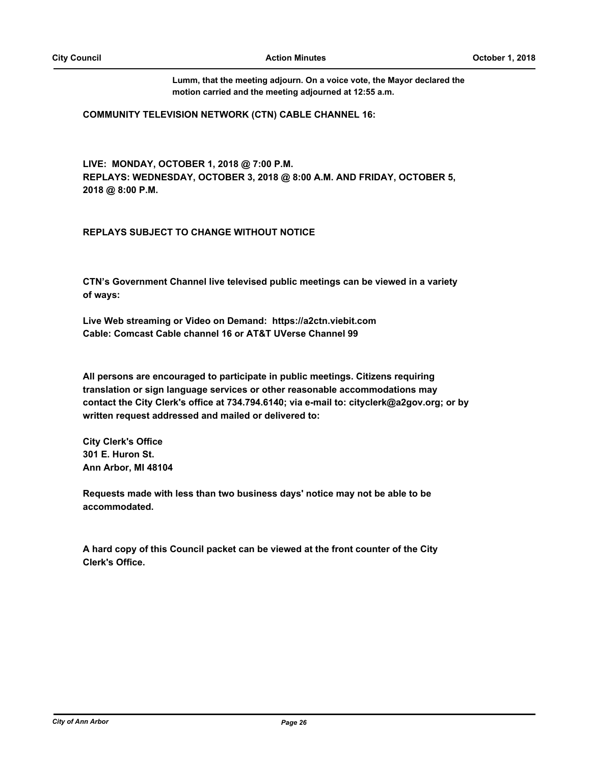**Lumm, that the meeting adjourn. On a voice vote, the Mayor declared the motion carried and the meeting adjourned at 12:55 a.m.**

**COMMUNITY TELEVISION NETWORK (CTN) CABLE CHANNEL 16:**

**LIVE: MONDAY, OCTOBER 1, 2018 @ 7:00 P.M.**
**REPLAYS: WEDNESDAY, OCTOBER 3, 2018 @ 8:00 A.M. AND FRIDAY, OCTOBER 5, 2018 @ 8:00 P.M.**

**REPLAYS SUBJECT TO CHANGE WITHOUT NOTICE**

**CTN's Government Channel live televised public meetings can be viewed in a variety of ways:**

**Live Web streaming or Video on Demand: https://a2ctn.viebit.com**
**Cable: Comcast Cable channel 16 or AT&T UVerse Channel 99**

**All persons are encouraged to participate in public meetings. Citizens requiring translation or sign language services or other reasonable accommodations may contact the City Clerk's office at 734.794.6140; via e-mail to: cityclerk@a2gov.org; or by written request addressed and mailed or delivered to:**

**City Clerk's Office**
**301 E. Huron St.**
**Ann Arbor, MI 48104**

**Requests made with less than two business days' notice may not be able to be accommodated.**

**A hard copy of this Council packet can be viewed at the front counter of the City Clerk's Office.**